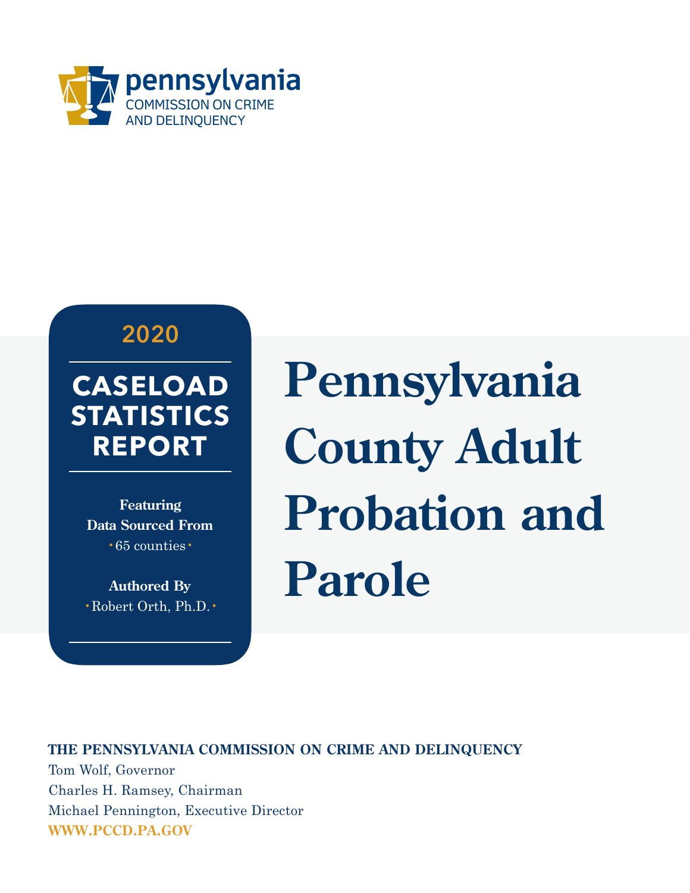pennsylvania
COMMISSION ON CRIME
AND DELINQUENCY

2020

**CASELOAD STATISTICS REPORT**

**Featuring Data Sourced From**
• 65 counties •

**Authored By**
• Robert Orth, Ph.D. •

# Pennsylvania County Adult Probation and Parole

**THE PENNSYLVANIA COMMISSION ON CRIME AND DELINQUENCY**

Tom Wolf, Governor

Charles H. Ramsey, Chairman

Michael Pennington, Executive Director

**WWW.PCCD.PA.GOV**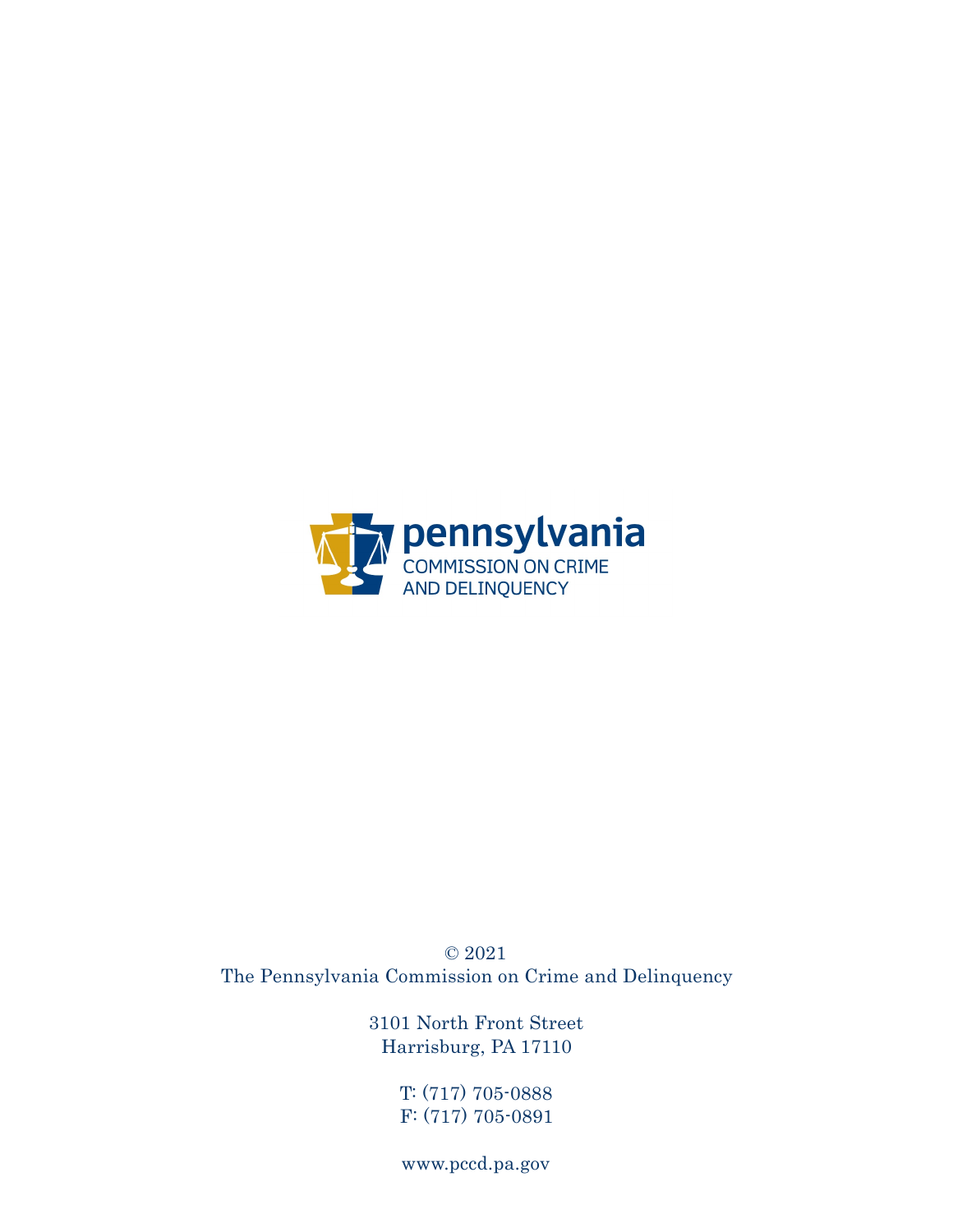pennsylvania
COMMISSION ON CRIME
AND DELINQUENCY

© 2021
The Pennsylvania Commission on Crime and Delinquency

3101 North Front Street
Harrisburg, PA 17110

T: (717) 705-0888
F: (717) 705-0891

www.pccd.pa.gov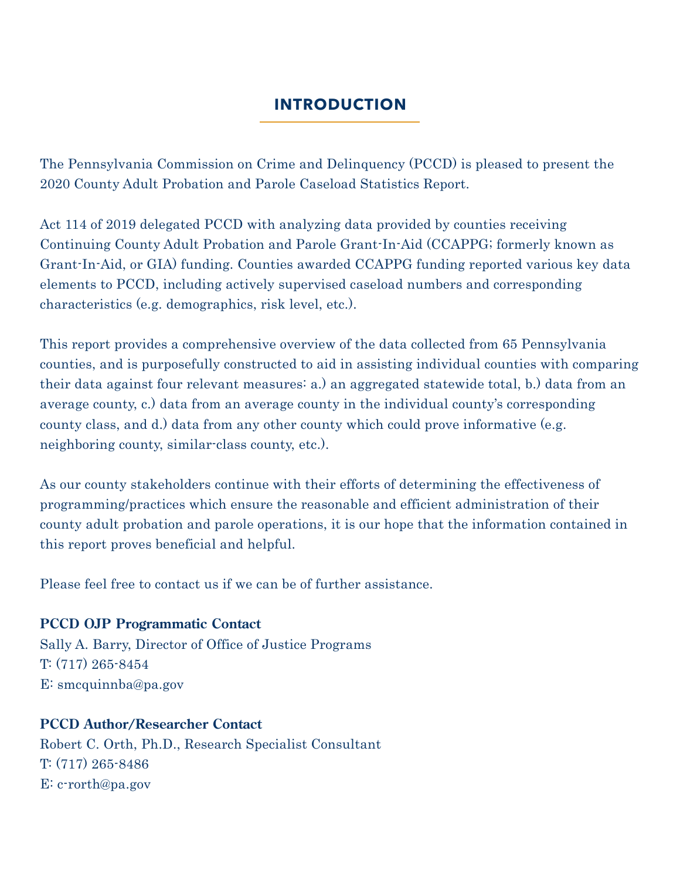# INTRODUCTION

The Pennsylvania Commission on Crime and Delinquency (PCCD) is pleased to present the 2020 County Adult Probation and Parole Caseload Statistics Report.

Act 114 of 2019 delegated PCCD with analyzing data provided by counties receiving Continuing County Adult Probation and Parole Grant-In-Aid (CCAPPG; formerly known as Grant-In-Aid, or GIA) funding. Counties awarded CCAPPG funding reported various key data elements to PCCD, including actively supervised caseload numbers and corresponding characteristics (e.g. demographics, risk level, etc.).

This report provides a comprehensive overview of the data collected from 65 Pennsylvania counties, and is purposefully constructed to aid in assisting individual counties with comparing their data against four relevant measures: a.) an aggregated statewide total, b.) data from an average county, c.) data from an average county in the individual county's corresponding county class, and d.) data from any other county which could prove informative (e.g. neighboring county, similar-class county, etc.).

As our county stakeholders continue with their efforts of determining the effectiveness of programming/practices which ensure the reasonable and efficient administration of their county adult probation and parole operations, it is our hope that the information contained in this report proves beneficial and helpful.

Please feel free to contact us if we can be of further assistance.

**PCCD OJP Programmatic Contact**
Sally A. Barry, Director of Office of Justice Programs
T: (717) 265-8454
E: smcquinnba@pa.gov

**PCCD Author/Researcher Contact**
Robert C. Orth, Ph.D., Research Specialist Consultant
T: (717) 265-8486
E: c-rorth@pa.gov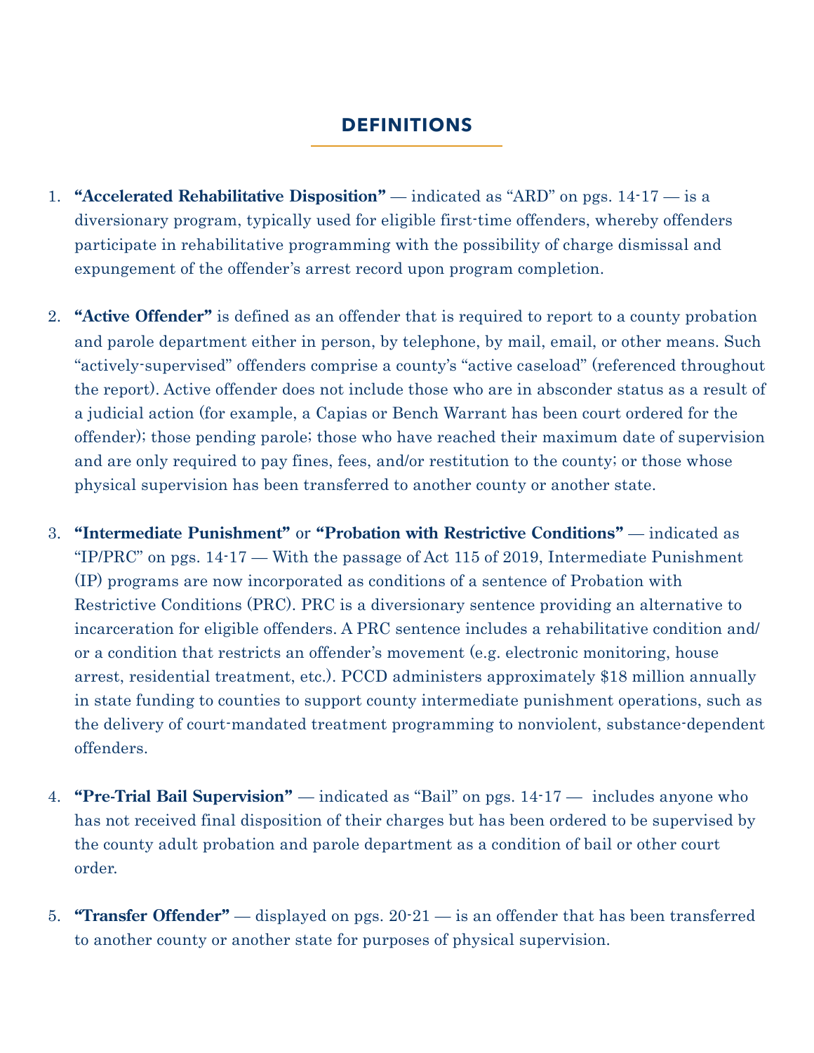## DEFINITIONS

1. **"Accelerated Rehabilitative Disposition"** — indicated as "ARD" on pgs. 14-17 — is a diversionary program, typically used for eligible first-time offenders, whereby offenders participate in rehabilitative programming with the possibility of charge dismissal and expungement of the offender's arrest record upon program completion.

2. **"Active Offender"** is defined as an offender that is required to report to a county probation and parole department either in person, by telephone, by mail, email, or other means. Such "actively-supervised" offenders comprise a county's "active caseload" (referenced throughout the report). Active offender does not include those who are in absconder status as a result of a judicial action (for example, a Capias or Bench Warrant has been court ordered for the offender); those pending parole; those who have reached their maximum date of supervision and are only required to pay fines, fees, and/or restitution to the county; or those whose physical supervision has been transferred to another county or another state.

3. **"Intermediate Punishment"** or **"Probation with Restrictive Conditions"** — indicated as "IP/PRC" on pgs. 14-17 — With the passage of Act 115 of 2019, Intermediate Punishment (IP) programs are now incorporated as conditions of a sentence of Probation with Restrictive Conditions (PRC). PRC is a diversionary sentence providing an alternative to incarceration for eligible offenders. A PRC sentence includes a rehabilitative condition and/or a condition that restricts an offender's movement (e.g. electronic monitoring, house arrest, residential treatment, etc.). PCCD administers approximately $18 million annually in state funding to counties to support county intermediate punishment operations, such as the delivery of court-mandated treatment programming to nonviolent, substance-dependent offenders.

4. **"Pre-Trial Bail Supervision"** — indicated as "Bail" on pgs. 14-17 — includes anyone who has not received final disposition of their charges but has been ordered to be supervised by the county adult probation and parole department as a condition of bail or other court order.

5. **"Transfer Offender"** — displayed on pgs. 20-21 — is an offender that has been transferred to another county or another state for purposes of physical supervision.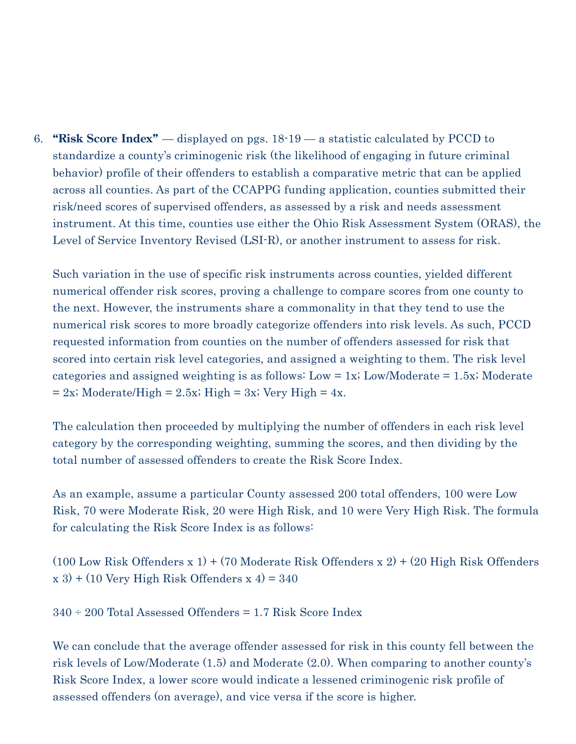6. **"Risk Score Index"** — displayed on pgs. 18-19 — a statistic calculated by PCCD to standardize a county's criminogenic risk (the likelihood of engaging in future criminal behavior) profile of their offenders to establish a comparative metric that can be applied across all counties. As part of the CCAPPG funding application, counties submitted their risk/need scores of supervised offenders, as assessed by a risk and needs assessment instrument. At this time, counties use either the Ohio Risk Assessment System (ORAS), the Level of Service Inventory Revised (LSI-R), or another instrument to assess for risk.

   Such variation in the use of specific risk instruments across counties, yielded different numerical offender risk scores, proving a challenge to compare scores from one county to the next. However, the instruments share a commonality in that they tend to use the numerical risk scores to more broadly categorize offenders into risk levels. As such, PCCD requested information from counties on the number of offenders assessed for risk that scored into certain risk level categories, and assigned a weighting to them. The risk level categories and assigned weighting is as follows: Low = 1x; Low/Moderate = 1.5x; Moderate = 2x; Moderate/High = 2.5x; High = 3x; Very High = 4x.

   The calculation then proceeded by multiplying the number of offenders in each risk level category by the corresponding weighting, summing the scores, and then dividing by the total number of assessed offenders to create the Risk Score Index.

   As an example, assume a particular County assessed 200 total offenders, 100 were Low Risk, 70 were Moderate Risk, 20 were High Risk, and 10 were Very High Risk. The formula for calculating the Risk Score Index is as follows:

   (100 Low Risk Offenders x 1) + (70 Moderate Risk Offenders x 2) + (20 High Risk Offenders x 3) + (10 Very High Risk Offenders x 4) = 340

   340 ÷ 200 Total Assessed Offenders = 1.7 Risk Score Index

   We can conclude that the average offender assessed for risk in this county fell between the risk levels of Low/Moderate (1.5) and Moderate (2.0). When comparing to another county's Risk Score Index, a lower score would indicate a lessened criminogenic risk profile of assessed offenders (on average), and vice versa if the score is higher.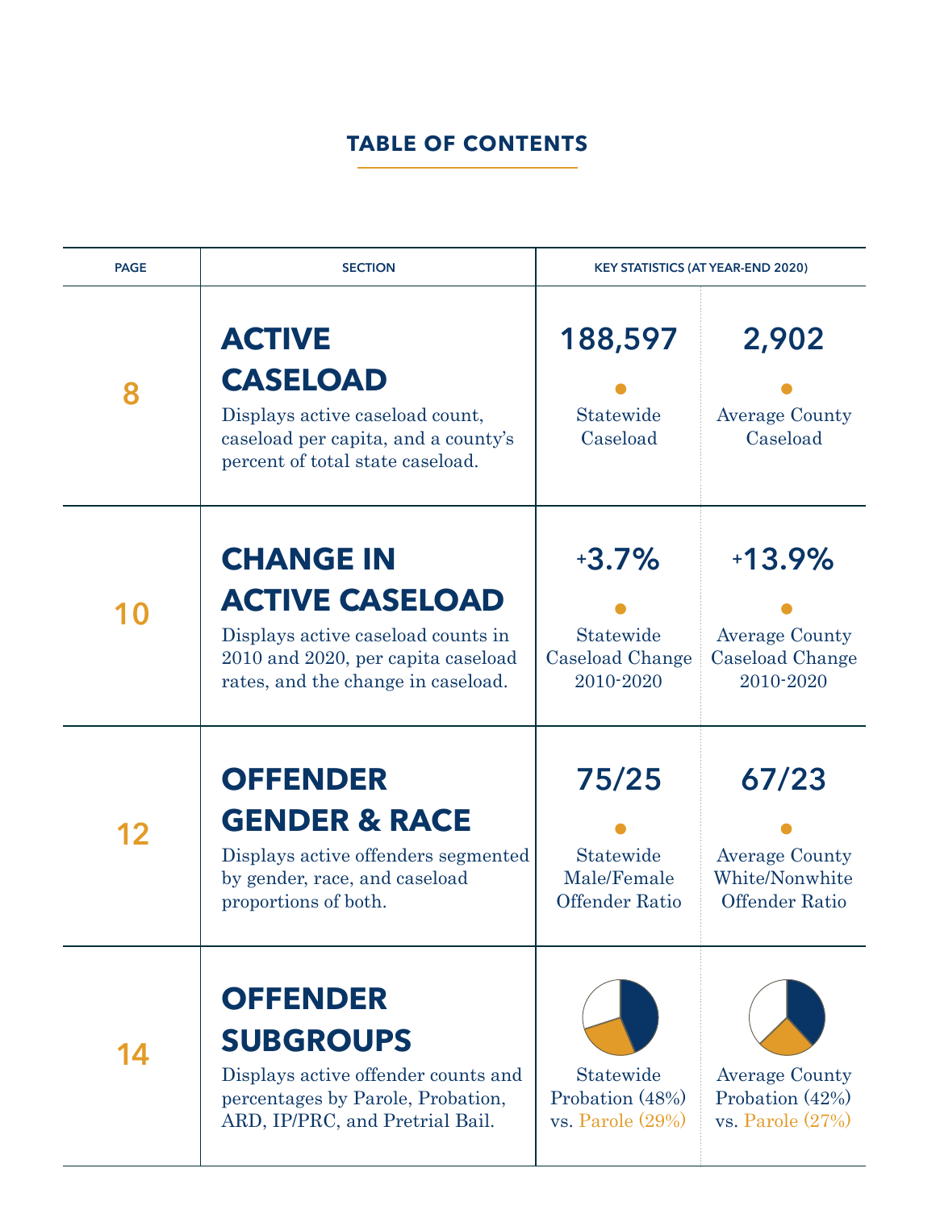## TABLE OF CONTENTS

| PAGE | SECTION | KEY STATISTICS (AT YEAR-END 2020) | |
|---|---|---|---|
| 8 | **ACTIVE CASELOAD**<br>Displays active caseload count, caseload per capita, and a county's percent of total state caseload. | **188,597**<br>Statewide Caseload | **2,902**<br>Average County Caseload |
| 10 | **CHANGE IN ACTIVE CASELOAD**<br>Displays active caseload counts in 2010 and 2020, per capita caseload rates, and the change in caseload. | **+3.7%**<br>Statewide Caseload Change 2010-2020 | **+13.9%**<br>Average County Caseload Change 2010-2020 |
| 12 | **OFFENDER GENDER & RACE**<br>Displays active offenders segmented by gender, race, and caseload proportions of both. | **75/25**<br>Statewide Male/Female Offender Ratio | **67/23**<br>Average County White/Nonwhite Offender Ratio |
| 14 | **OFFENDER SUBGROUPS**<br>Displays active offender counts and percentages by Parole, Probation, ARD, IP/PRC, and Pretrial Bail. | Statewide Probation (48%) vs. Parole (29%) | Average County Probation (42%) vs. Parole (27%) |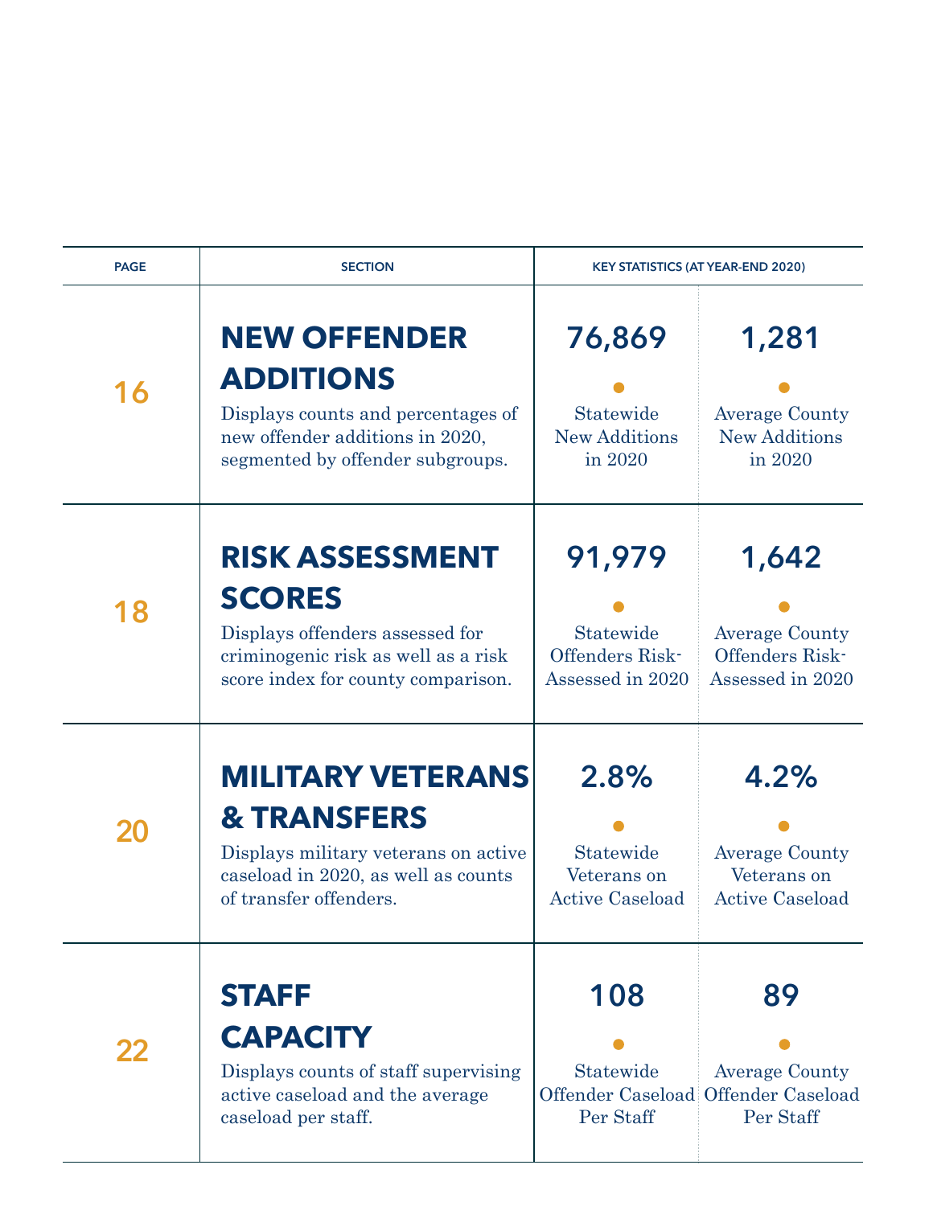| PAGE | SECTION | KEY STATISTICS (AT YEAR-END 2020) | |
|---|---|---|---|
| 16 | **NEW OFFENDER ADDITIONS** Displays counts and percentages of new offender additions in 2020, segmented by offender subgroups. | **76,869** Statewide New Additions in 2020 | **1,281** Average County New Additions in 2020 |
| 18 | **RISK ASSESSMENT SCORES** Displays offenders assessed for criminogenic risk as well as a risk score index for county comparison. | **91,979** Statewide Offenders Risk-Assessed in 2020 | **1,642** Average County Offenders Risk-Assessed in 2020 |
| 20 | **MILITARY VETERANS & TRANSFERS** Displays military veterans on active caseload in 2020, as well as counts of transfer offenders. | **2.8%** Statewide Veterans on Active Caseload | **4.2%** Average County Veterans on Active Caseload |
| 22 | **STAFF CAPACITY** Displays counts of staff supervising active caseload and the average caseload per staff. | **108** Statewide Offender Caseload Per Staff | **89** Average County Offender Caseload Per Staff |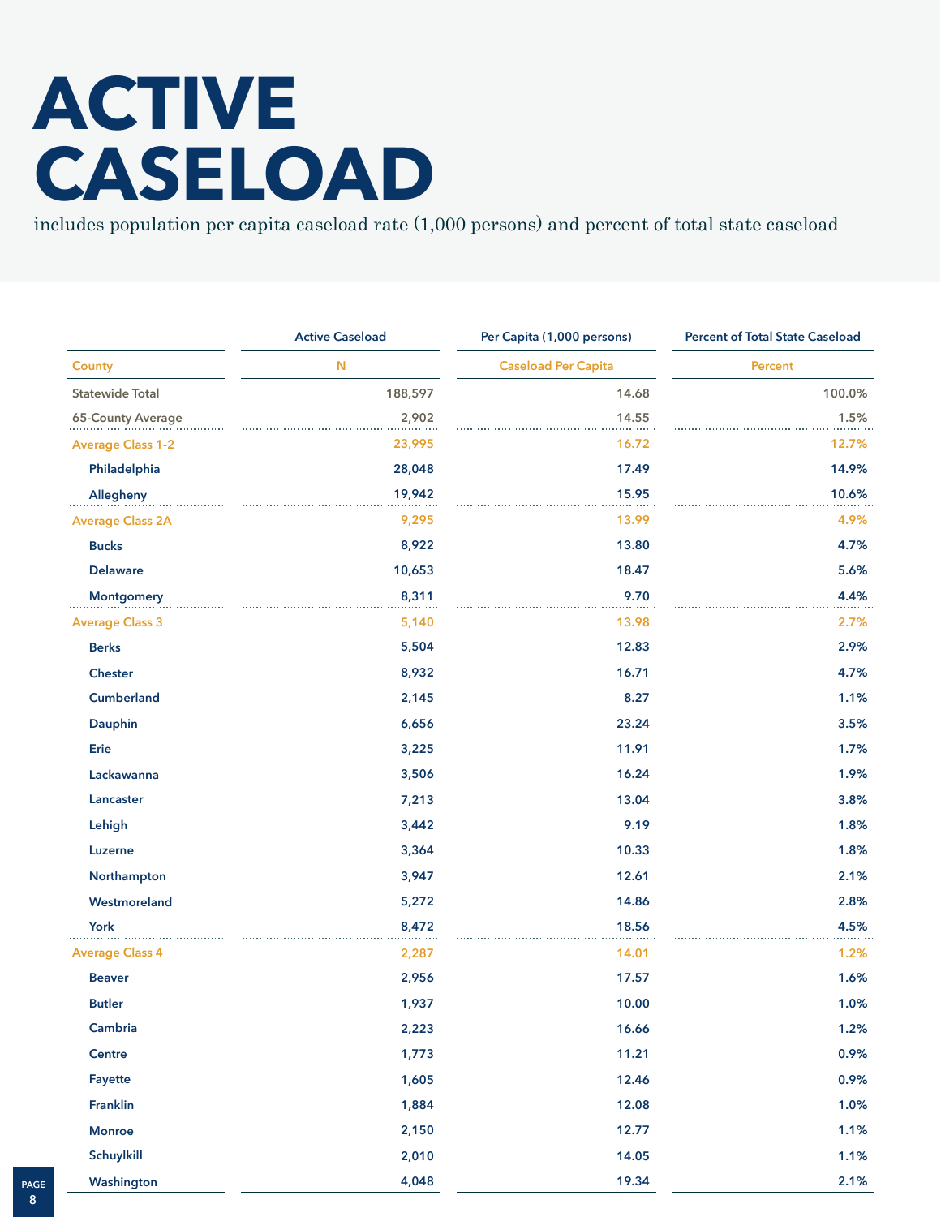# ACTIVE CASELOAD

includes population per capita caseload rate (1,000 persons) and percent of total state caseload

| | Active Caseload | Per Capita (1,000 persons) | Percent of Total State Caseload |
|---|---|---|---|
| County | N | Caseload Per Capita | Percent |
| Statewide Total | 188,597 | 14.68 | 100.0% |
| 65-County Average | 2,902 | 14.55 | 1.5% |
| Average Class 1-2 | 23,995 | 16.72 | 12.7% |
| Philadelphia | 28,048 | 17.49 | 14.9% |
| Allegheny | 19,942 | 15.95 | 10.6% |
| Average Class 2A | 9,295 | 13.99 | 4.9% |
| Bucks | 8,922 | 13.80 | 4.7% |
| Delaware | 10,653 | 18.47 | 5.6% |
| Montgomery | 8,311 | 9.70 | 4.4% |
| Average Class 3 | 5,140 | 13.98 | 2.7% |
| Berks | 5,504 | 12.83 | 2.9% |
| Chester | 8,932 | 16.71 | 4.7% |
| Cumberland | 2,145 | 8.27 | 1.1% |
| Dauphin | 6,656 | 23.24 | 3.5% |
| Erie | 3,225 | 11.91 | 1.7% |
| Lackawanna | 3,506 | 16.24 | 1.9% |
| Lancaster | 7,213 | 13.04 | 3.8% |
| Lehigh | 3,442 | 9.19 | 1.8% |
| Luzerne | 3,364 | 10.33 | 1.8% |
| Northampton | 3,947 | 12.61 | 2.1% |
| Westmoreland | 5,272 | 14.86 | 2.8% |
| York | 8,472 | 18.56 | 4.5% |
| Average Class 4 | 2,287 | 14.01 | 1.2% |
| Beaver | 2,956 | 17.57 | 1.6% |
| Butler | 1,937 | 10.00 | 1.0% |
| Cambria | 2,223 | 16.66 | 1.2% |
| Centre | 1,773 | 11.21 | 0.9% |
| Fayette | 1,605 | 12.46 | 0.9% |
| Franklin | 1,884 | 12.08 | 1.0% |
| Monroe | 2,150 | 12.77 | 1.1% |
| Schuylkill | 2,010 | 14.05 | 1.1% |
| Washington | 4,048 | 19.34 | 2.1% |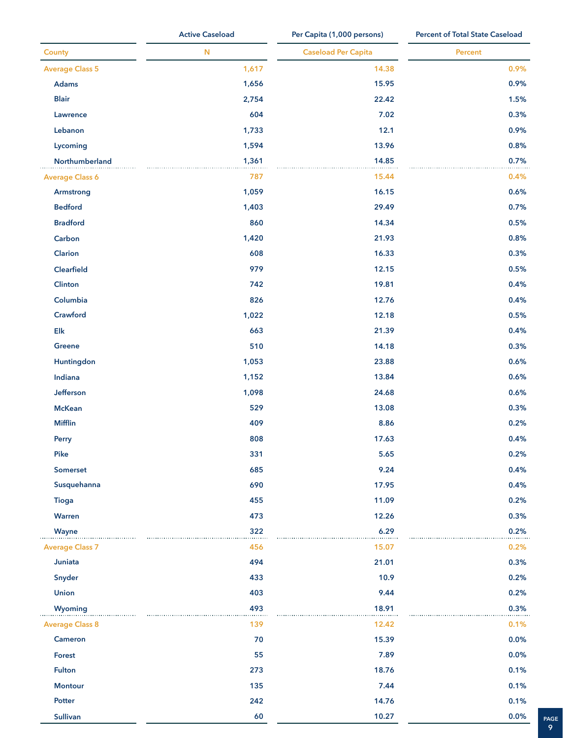| | Active Caseload | Per Capita (1,000 persons) | Percent of Total State Caseload |
|---|---|---|---|
| County | N | Caseload Per Capita | Percent |
| Average Class 5 | 1,617 | 14.38 | 0.9% |
| Adams | 1,656 | 15.95 | 0.9% |
| Blair | 2,754 | 22.42 | 1.5% |
| Lawrence | 604 | 7.02 | 0.3% |
| Lebanon | 1,733 | 12.1 | 0.9% |
| Lycoming | 1,594 | 13.96 | 0.8% |
| Northumberland | 1,361 | 14.85 | 0.7% |
| Average Class 6 | 787 | 15.44 | 0.4% |
| Armstrong | 1,059 | 16.15 | 0.6% |
| Bedford | 1,403 | 29.49 | 0.7% |
| Bradford | 860 | 14.34 | 0.5% |
| Carbon | 1,420 | 21.93 | 0.8% |
| Clarion | 608 | 16.33 | 0.3% |
| Clearfield | 979 | 12.15 | 0.5% |
| Clinton | 742 | 19.81 | 0.4% |
| Columbia | 826 | 12.76 | 0.4% |
| Crawford | 1,022 | 12.18 | 0.5% |
| Elk | 663 | 21.39 | 0.4% |
| Greene | 510 | 14.18 | 0.3% |
| Huntingdon | 1,053 | 23.88 | 0.6% |
| Indiana | 1,152 | 13.84 | 0.6% |
| Jefferson | 1,098 | 24.68 | 0.6% |
| McKean | 529 | 13.08 | 0.3% |
| Mifflin | 409 | 8.86 | 0.2% |
| Perry | 808 | 17.63 | 0.4% |
| Pike | 331 | 5.65 | 0.2% |
| Somerset | 685 | 9.24 | 0.4% |
| Susquehanna | 690 | 17.95 | 0.4% |
| Tioga | 455 | 11.09 | 0.2% |
| Warren | 473 | 12.26 | 0.3% |
| Wayne | 322 | 6.29 | 0.2% |
| Average Class 7 | 456 | 15.07 | 0.2% |
| Juniata | 494 | 21.01 | 0.3% |
| Snyder | 433 | 10.9 | 0.2% |
| Union | 403 | 9.44 | 0.2% |
| Wyoming | 493 | 18.91 | 0.3% |
| Average Class 8 | 139 | 12.42 | 0.1% |
| Cameron | 70 | 15.39 | 0.0% |
| Forest | 55 | 7.89 | 0.0% |
| Fulton | 273 | 18.76 | 0.1% |
| Montour | 135 | 7.44 | 0.1% |
| Potter | 242 | 14.76 | 0.1% |
| Sullivan | 60 | 10.27 | 0.0% |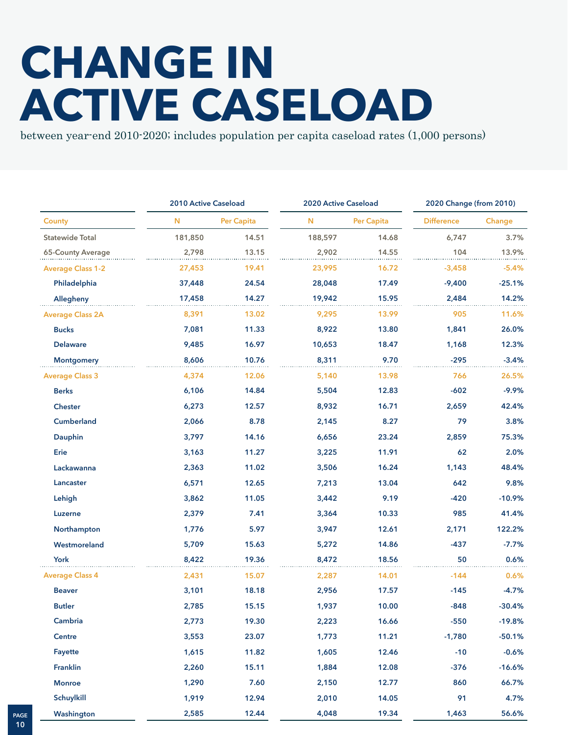# CHANGE IN ACTIVE CASELOAD

between year-end 2010-2020; includes population per capita caseload rates (1,000 persons)

| | 2010 Active Caseload | | 2020 Active Caseload | | 2020 Change (from 2010) | |
|---|---|---|---|---|---|---|
| County | N | Per Capita | N | Per Capita | Difference | Change |
| Statewide Total | 181,850 | 14.51 | 188,597 | 14.68 | 6,747 | 3.7% |
| 65-County Average | 2,798 | 13.15 | 2,902 | 14.55 | 104 | 13.9% |
| Average Class 1-2 | 27,453 | 19.41 | 23,995 | 16.72 | -3,458 | -5.4% |
| Philadelphia | 37,448 | 24.54 | 28,048 | 17.49 | -9,400 | -25.1% |
| Allegheny | 17,458 | 14.27 | 19,942 | 15.95 | 2,484 | 14.2% |
| Average Class 2A | 8,391 | 13.02 | 9,295 | 13.99 | 905 | 11.6% |
| Bucks | 7,081 | 11.33 | 8,922 | 13.80 | 1,841 | 26.0% |
| Delaware | 9,485 | 16.97 | 10,653 | 18.47 | 1,168 | 12.3% |
| Montgomery | 8,606 | 10.76 | 8,311 | 9.70 | -295 | -3.4% |
| Average Class 3 | 4,374 | 12.06 | 5,140 | 13.98 | 766 | 26.5% |
| Berks | 6,106 | 14.84 | 5,504 | 12.83 | -602 | -9.9% |
| Chester | 6,273 | 12.57 | 8,932 | 16.71 | 2,659 | 42.4% |
| Cumberland | 2,066 | 8.78 | 2,145 | 8.27 | 79 | 3.8% |
| Dauphin | 3,797 | 14.16 | 6,656 | 23.24 | 2,859 | 75.3% |
| Erie | 3,163 | 11.27 | 3,225 | 11.91 | 62 | 2.0% |
| Lackawanna | 2,363 | 11.02 | 3,506 | 16.24 | 1,143 | 48.4% |
| Lancaster | 6,571 | 12.65 | 7,213 | 13.04 | 642 | 9.8% |
| Lehigh | 3,862 | 11.05 | 3,442 | 9.19 | -420 | -10.9% |
| Luzerne | 2,379 | 7.41 | 3,364 | 10.33 | 985 | 41.4% |
| Northampton | 1,776 | 5.97 | 3,947 | 12.61 | 2,171 | 122.2% |
| Westmoreland | 5,709 | 15.63 | 5,272 | 14.86 | -437 | -7.7% |
| York | 8,422 | 19.36 | 8,472 | 18.56 | 50 | 0.6% |
| Average Class 4 | 2,431 | 15.07 | 2,287 | 14.01 | -144 | 0.6% |
| Beaver | 3,101 | 18.18 | 2,956 | 17.57 | -145 | -4.7% |
| Butler | 2,785 | 15.15 | 1,937 | 10.00 | -848 | -30.4% |
| Cambria | 2,773 | 19.30 | 2,223 | 16.66 | -550 | -19.8% |
| Centre | 3,553 | 23.07 | 1,773 | 11.21 | -1,780 | -50.1% |
| Fayette | 1,615 | 11.82 | 1,605 | 12.46 | -10 | -0.6% |
| Franklin | 2,260 | 15.11 | 1,884 | 12.08 | -376 | -16.6% |
| Monroe | 1,290 | 7.60 | 2,150 | 12.77 | 860 | 66.7% |
| Schuylkill | 1,919 | 12.94 | 2,010 | 14.05 | 91 | 4.7% |
| Washington | 2,585 | 12.44 | 4,048 | 19.34 | 1,463 | 56.6% |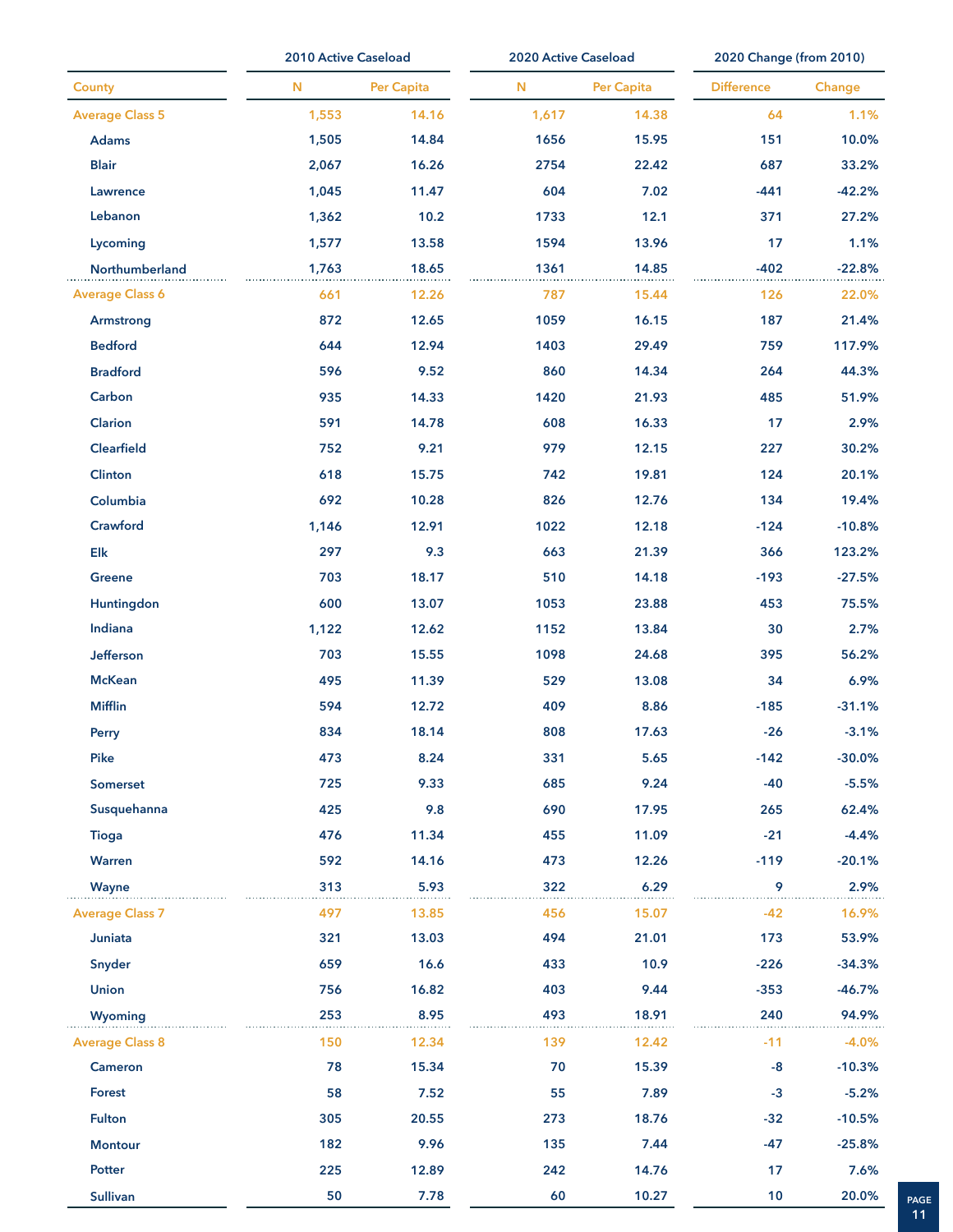| County | 2010 Active Caseload | | 2020 Active Caseload | | 2020 Change (from 2010) | |
|---|---|---|---|---|---|---|
| | N | Per Capita | N | Per Capita | Difference | Change |
| Average Class 5 | 1,553 | 14.16 | 1,617 | 14.38 | 64 | 1.1% |
| Adams | 1,505 | 14.84 | 1656 | 15.95 | 151 | 10.0% |
| Blair | 2,067 | 16.26 | 2754 | 22.42 | 687 | 33.2% |
| Lawrence | 1,045 | 11.47 | 604 | 7.02 | -441 | -42.2% |
| Lebanon | 1,362 | 10.2 | 1733 | 12.1 | 371 | 27.2% |
| Lycoming | 1,577 | 13.58 | 1594 | 13.96 | 17 | 1.1% |
| Northumberland | 1,763 | 18.65 | 1361 | 14.85 | -402 | -22.8% |
| Average Class 6 | 661 | 12.26 | 787 | 15.44 | 126 | 22.0% |
| Armstrong | 872 | 12.65 | 1059 | 16.15 | 187 | 21.4% |
| Bedford | 644 | 12.94 | 1403 | 29.49 | 759 | 117.9% |
| Bradford | 596 | 9.52 | 860 | 14.34 | 264 | 44.3% |
| Carbon | 935 | 14.33 | 1420 | 21.93 | 485 | 51.9% |
| Clarion | 591 | 14.78 | 608 | 16.33 | 17 | 2.9% |
| Clearfield | 752 | 9.21 | 979 | 12.15 | 227 | 30.2% |
| Clinton | 618 | 15.75 | 742 | 19.81 | 124 | 20.1% |
| Columbia | 692 | 10.28 | 826 | 12.76 | 134 | 19.4% |
| Crawford | 1,146 | 12.91 | 1022 | 12.18 | -124 | -10.8% |
| Elk | 297 | 9.3 | 663 | 21.39 | 366 | 123.2% |
| Greene | 703 | 18.17 | 510 | 14.18 | -193 | -27.5% |
| Huntingdon | 600 | 13.07 | 1053 | 23.88 | 453 | 75.5% |
| Indiana | 1,122 | 12.62 | 1152 | 13.84 | 30 | 2.7% |
| Jefferson | 703 | 15.55 | 1098 | 24.68 | 395 | 56.2% |
| McKean | 495 | 11.39 | 529 | 13.08 | 34 | 6.9% |
| Mifflin | 594 | 12.72 | 409 | 8.86 | -185 | -31.1% |
| Perry | 834 | 18.14 | 808 | 17.63 | -26 | -3.1% |
| Pike | 473 | 8.24 | 331 | 5.65 | -142 | -30.0% |
| Somerset | 725 | 9.33 | 685 | 9.24 | -40 | -5.5% |
| Susquehanna | 425 | 9.8 | 690 | 17.95 | 265 | 62.4% |
| Tioga | 476 | 11.34 | 455 | 11.09 | -21 | -4.4% |
| Warren | 592 | 14.16 | 473 | 12.26 | -119 | -20.1% |
| Wayne | 313 | 5.93 | 322 | 6.29 | 9 | 2.9% |
| Average Class 7 | 497 | 13.85 | 456 | 15.07 | -42 | 16.9% |
| Juniata | 321 | 13.03 | 494 | 21.01 | 173 | 53.9% |
| Snyder | 659 | 16.6 | 433 | 10.9 | -226 | -34.3% |
| Union | 756 | 16.82 | 403 | 9.44 | -353 | -46.7% |
| Wyoming | 253 | 8.95 | 493 | 18.91 | 240 | 94.9% |
| Average Class 8 | 150 | 12.34 | 139 | 12.42 | -11 | -4.0% |
| Cameron | 78 | 15.34 | 70 | 15.39 | -8 | -10.3% |
| Forest | 58 | 7.52 | 55 | 7.89 | -3 | -5.2% |
| Fulton | 305 | 20.55 | 273 | 18.76 | -32 | -10.5% |
| Montour | 182 | 9.96 | 135 | 7.44 | -47 | -25.8% |
| Potter | 225 | 12.89 | 242 | 14.76 | 17 | 7.6% |
| Sullivan | 50 | 7.78 | 60 | 10.27 | 10 | 20.0% |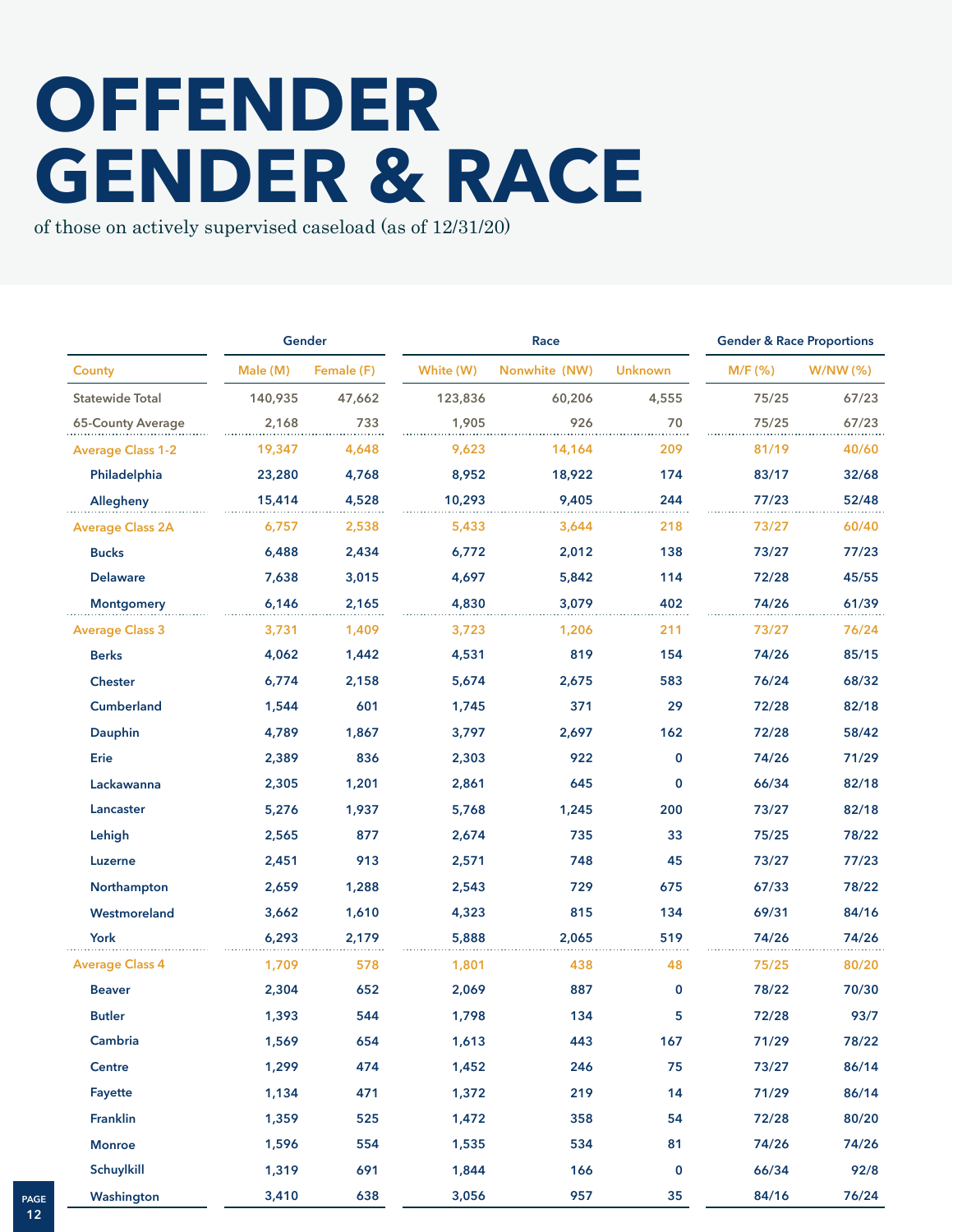# OFFENDER GENDER & RACE

of those on actively supervised caseload (as of 12/31/20)

| | Gender | | Race | | | Gender & Race Proportions | |
|---|---|---|---|---|---|---|---|
| County | Male (M) | Female (F) | White (W) | Nonwhite (NW) | Unknown | M/F (%) | W/NW (%) |
| Statewide Total | 140,935 | 47,662 | 123,836 | 60,206 | 4,555 | 75/25 | 67/23 |
| 65-County Average | 2,168 | 733 | 1,905 | 926 | 70 | 75/25 | 67/23 |
| Average Class 1-2 | 19,347 | 4,648 | 9,623 | 14,164 | 209 | 81/19 | 40/60 |
| Philadelphia | 23,280 | 4,768 | 8,952 | 18,922 | 174 | 83/17 | 32/68 |
| Allegheny | 15,414 | 4,528 | 10,293 | 9,405 | 244 | 77/23 | 52/48 |
| Average Class 2A | 6,757 | 2,538 | 5,433 | 3,644 | 218 | 73/27 | 60/40 |
| Bucks | 6,488 | 2,434 | 6,772 | 2,012 | 138 | 73/27 | 77/23 |
| Delaware | 7,638 | 3,015 | 4,697 | 5,842 | 114 | 72/28 | 45/55 |
| Montgomery | 6,146 | 2,165 | 4,830 | 3,079 | 402 | 74/26 | 61/39 |
| Average Class 3 | 3,731 | 1,409 | 3,723 | 1,206 | 211 | 73/27 | 76/24 |
| Berks | 4,062 | 1,442 | 4,531 | 819 | 154 | 74/26 | 85/15 |
| Chester | 6,774 | 2,158 | 5,674 | 2,675 | 583 | 76/24 | 68/32 |
| Cumberland | 1,544 | 601 | 1,745 | 371 | 29 | 72/28 | 82/18 |
| Dauphin | 4,789 | 1,867 | 3,797 | 2,697 | 162 | 72/28 | 58/42 |
| Erie | 2,389 | 836 | 2,303 | 922 | 0 | 74/26 | 71/29 |
| Lackawanna | 2,305 | 1,201 | 2,861 | 645 | 0 | 66/34 | 82/18 |
| Lancaster | 5,276 | 1,937 | 5,768 | 1,245 | 200 | 73/27 | 82/18 |
| Lehigh | 2,565 | 877 | 2,674 | 735 | 33 | 75/25 | 78/22 |
| Luzerne | 2,451 | 913 | 2,571 | 748 | 45 | 73/27 | 77/23 |
| Northampton | 2,659 | 1,288 | 2,543 | 729 | 675 | 67/33 | 78/22 |
| Westmoreland | 3,662 | 1,610 | 4,323 | 815 | 134 | 69/31 | 84/16 |
| York | 6,293 | 2,179 | 5,888 | 2,065 | 519 | 74/26 | 74/26 |
| Average Class 4 | 1,709 | 578 | 1,801 | 438 | 48 | 75/25 | 80/20 |
| Beaver | 2,304 | 652 | 2,069 | 887 | 0 | 78/22 | 70/30 |
| Butler | 1,393 | 544 | 1,798 | 134 | 5 | 72/28 | 93/7 |
| Cambria | 1,569 | 654 | 1,613 | 443 | 167 | 71/29 | 78/22 |
| Centre | 1,299 | 474 | 1,452 | 246 | 75 | 73/27 | 86/14 |
| Fayette | 1,134 | 471 | 1,372 | 219 | 14 | 71/29 | 86/14 |
| Franklin | 1,359 | 525 | 1,472 | 358 | 54 | 72/28 | 80/20 |
| Monroe | 1,596 | 554 | 1,535 | 534 | 81 | 74/26 | 74/26 |
| Schuylkill | 1,319 | 691 | 1,844 | 166 | 0 | 66/34 | 92/8 |
| Washington | 3,410 | 638 | 3,056 | 957 | 35 | 84/16 | 76/24 |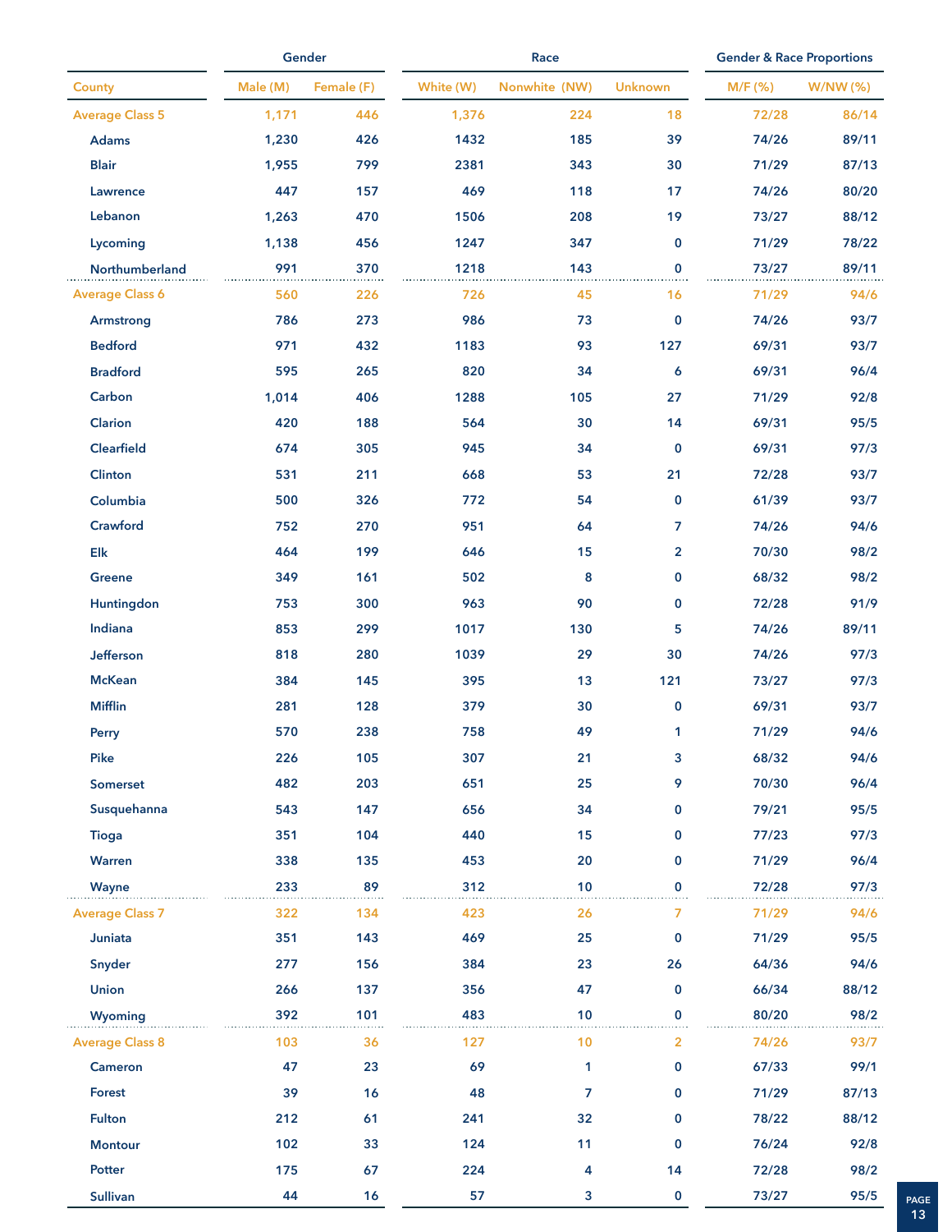| County | Gender | | Race | | | Gender & Race Proportions | |
|---|---|---|---|---|---|---|---|
| | Male (M) | Female (F) | White (W) | Nonwhite (NW) | Unknown | M/F (%) | W/NW (%) |
| **Average Class 5** | 1,171 | 446 | 1,376 | 224 | 18 | 72/28 | 86/14 |
| Adams | 1,230 | 426 | 1432 | 185 | 39 | 74/26 | 89/11 |
| Blair | 1,955 | 799 | 2381 | 343 | 30 | 71/29 | 87/13 |
| Lawrence | 447 | 157 | 469 | 118 | 17 | 74/26 | 80/20 |
| Lebanon | 1,263 | 470 | 1506 | 208 | 19 | 73/27 | 88/12 |
| Lycoming | 1,138 | 456 | 1247 | 347 | 0 | 71/29 | 78/22 |
| Northumberland | 991 | 370 | 1218 | 143 | 0 | 73/27 | 89/11 |
| **Average Class 6** | 560 | 226 | 726 | 45 | 16 | 71/29 | 94/6 |
| Armstrong | 786 | 273 | 986 | 73 | 0 | 74/26 | 93/7 |
| Bedford | 971 | 432 | 1183 | 93 | 127 | 69/31 | 93/7 |
| Bradford | 595 | 265 | 820 | 34 | 6 | 69/31 | 96/4 |
| Carbon | 1,014 | 406 | 1288 | 105 | 27 | 71/29 | 92/8 |
| Clarion | 420 | 188 | 564 | 30 | 14 | 69/31 | 95/5 |
| Clearfield | 674 | 305 | 945 | 34 | 0 | 69/31 | 97/3 |
| Clinton | 531 | 211 | 668 | 53 | 21 | 72/28 | 93/7 |
| Columbia | 500 | 326 | 772 | 54 | 0 | 61/39 | 93/7 |
| Crawford | 752 | 270 | 951 | 64 | 7 | 74/26 | 94/6 |
| Elk | 464 | 199 | 646 | 15 | 2 | 70/30 | 98/2 |
| Greene | 349 | 161 | 502 | 8 | 0 | 68/32 | 98/2 |
| Huntingdon | 753 | 300 | 963 | 90 | 0 | 72/28 | 91/9 |
| Indiana | 853 | 299 | 1017 | 130 | 5 | 74/26 | 89/11 |
| Jefferson | 818 | 280 | 1039 | 29 | 30 | 74/26 | 97/3 |
| McKean | 384 | 145 | 395 | 13 | 121 | 73/27 | 97/3 |
| Mifflin | 281 | 128 | 379 | 30 | 0 | 69/31 | 93/7 |
| Perry | 570 | 238 | 758 | 49 | 1 | 71/29 | 94/6 |
| Pike | 226 | 105 | 307 | 21 | 3 | 68/32 | 94/6 |
| Somerset | 482 | 203 | 651 | 25 | 9 | 70/30 | 96/4 |
| Susquehanna | 543 | 147 | 656 | 34 | 0 | 79/21 | 95/5 |
| Tioga | 351 | 104 | 440 | 15 | 0 | 77/23 | 97/3 |
| Warren | 338 | 135 | 453 | 20 | 0 | 71/29 | 96/4 |
| Wayne | 233 | 89 | 312 | 10 | 0 | 72/28 | 97/3 |
| **Average Class 7** | 322 | 134 | 423 | 26 | 7 | 71/29 | 94/6 |
| Juniata | 351 | 143 | 469 | 25 | 0 | 71/29 | 95/5 |
| Snyder | 277 | 156 | 384 | 23 | 26 | 64/36 | 94/6 |
| Union | 266 | 137 | 356 | 47 | 0 | 66/34 | 88/12 |
| Wyoming | 392 | 101 | 483 | 10 | 0 | 80/20 | 98/2 |
| **Average Class 8** | 103 | 36 | 127 | 10 | 2 | 74/26 | 93/7 |
| Cameron | 47 | 23 | 69 | 1 | 0 | 67/33 | 99/1 |
| Forest | 39 | 16 | 48 | 7 | 0 | 71/29 | 87/13 |
| Fulton | 212 | 61 | 241 | 32 | 0 | 78/22 | 88/12 |
| Montour | 102 | 33 | 124 | 11 | 0 | 76/24 | 92/8 |
| Potter | 175 | 67 | 224 | 4 | 14 | 72/28 | 98/2 |
| Sullivan | 44 | 16 | 57 | 3 | 0 | 73/27 | 95/5 |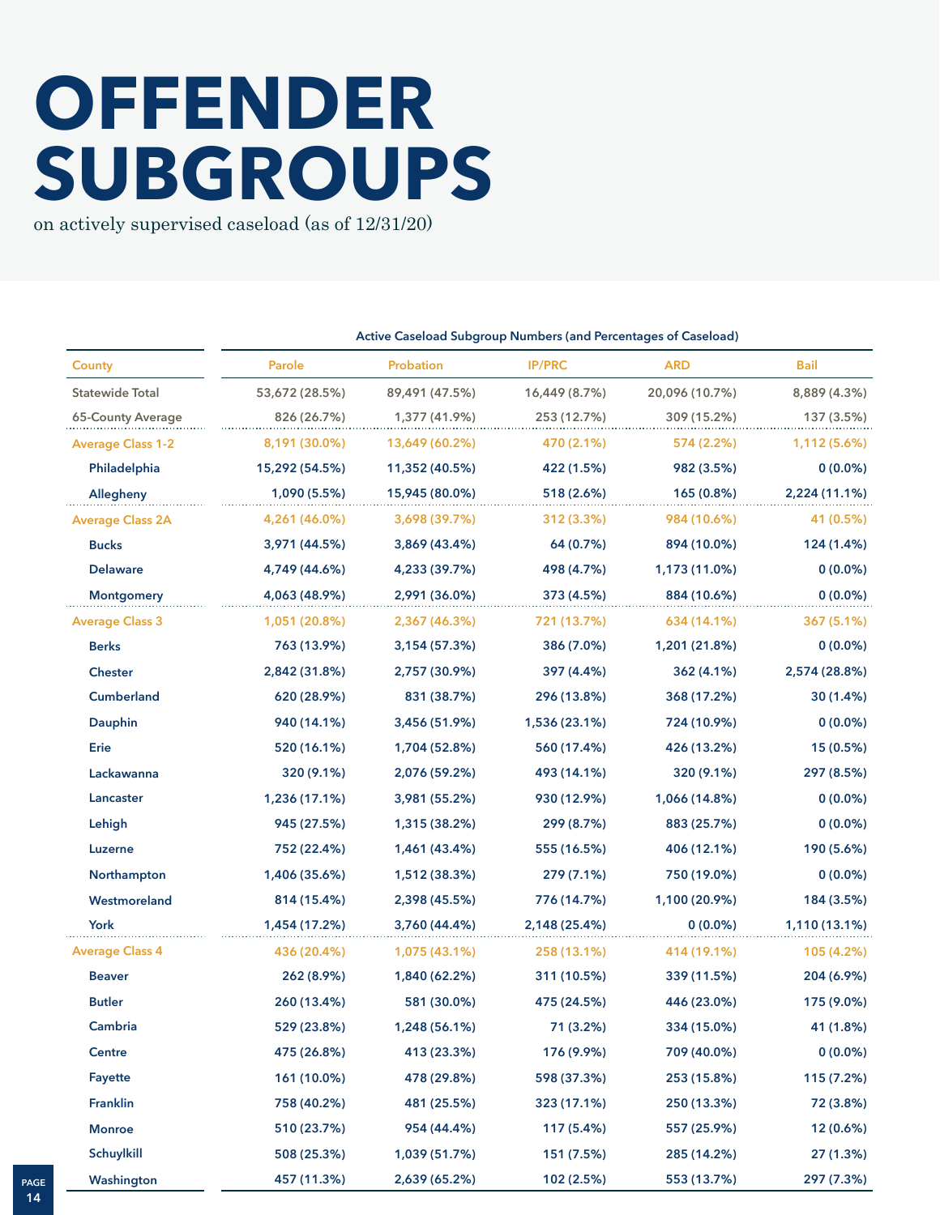# OFFENDER SUBGROUPS

on actively supervised caseload (as of 12/31/20)

| | Active Caseload Subgroup Numbers (and Percentages of Caseload) | | | | |
|---|---|---|---|---|---|
| County | Parole | Probation | IP/PRC | ARD | Bail |
| Statewide Total | 53,672 (28.5%) | 89,491 (47.5%) | 16,449 (8.7%) | 20,096 (10.7%) | 8,889 (4.3%) |
| 65-County Average | 826 (26.7%) | 1,377 (41.9%) | 253 (12.7%) | 309 (15.2%) | 137 (3.5%) |
| Average Class 1-2 | 8,191 (30.0%) | 13,649 (60.2%) | 470 (2.1%) | 574 (2.2%) | 1,112 (5.6%) |
| Philadelphia | 15,292 (54.5%) | 11,352 (40.5%) | 422 (1.5%) | 982 (3.5%) | 0 (0.0%) |
| Allegheny | 1,090 (5.5%) | 15,945 (80.0%) | 518 (2.6%) | 165 (0.8%) | 2,224 (11.1%) |
| Average Class 2A | 4,261 (46.0%) | 3,698 (39.7%) | 312 (3.3%) | 984 (10.6%) | 41 (0.5%) |
| Bucks | 3,971 (44.5%) | 3,869 (43.4%) | 64 (0.7%) | 894 (10.0%) | 124 (1.4%) |
| Delaware | 4,749 (44.6%) | 4,233 (39.7%) | 498 (4.7%) | 1,173 (11.0%) | 0 (0.0%) |
| Montgomery | 4,063 (48.9%) | 2,991 (36.0%) | 373 (4.5%) | 884 (10.6%) | 0 (0.0%) |
| Average Class 3 | 1,051 (20.8%) | 2,367 (46.3%) | 721 (13.7%) | 634 (14.1%) | 367 (5.1%) |
| Berks | 763 (13.9%) | 3,154 (57.3%) | 386 (7.0%) | 1,201 (21.8%) | 0 (0.0%) |
| Chester | 2,842 (31.8%) | 2,757 (30.9%) | 397 (4.4%) | 362 (4.1%) | 2,574 (28.8%) |
| Cumberland | 620 (28.9%) | 831 (38.7%) | 296 (13.8%) | 368 (17.2%) | 30 (1.4%) |
| Dauphin | 940 (14.1%) | 3,456 (51.9%) | 1,536 (23.1%) | 724 (10.9%) | 0 (0.0%) |
| Erie | 520 (16.1%) | 1,704 (52.8%) | 560 (17.4%) | 426 (13.2%) | 15 (0.5%) |
| Lackawanna | 320 (9.1%) | 2,076 (59.2%) | 493 (14.1%) | 320 (9.1%) | 297 (8.5%) |
| Lancaster | 1,236 (17.1%) | 3,981 (55.2%) | 930 (12.9%) | 1,066 (14.8%) | 0 (0.0%) |
| Lehigh | 945 (27.5%) | 1,315 (38.2%) | 299 (8.7%) | 883 (25.7%) | 0 (0.0%) |
| Luzerne | 752 (22.4%) | 1,461 (43.4%) | 555 (16.5%) | 406 (12.1%) | 190 (5.6%) |
| Northampton | 1,406 (35.6%) | 1,512 (38.3%) | 279 (7.1%) | 750 (19.0%) | 0 (0.0%) |
| Westmoreland | 814 (15.4%) | 2,398 (45.5%) | 776 (14.7%) | 1,100 (20.9%) | 184 (3.5%) |
| York | 1,454 (17.2%) | 3,760 (44.4%) | 2,148 (25.4%) | 0 (0.0%) | 1,110 (13.1%) |
| Average Class 4 | 436 (20.4%) | 1,075 (43.1%) | 258 (13.1%) | 414 (19.1%) | 105 (4.2%) |
| Beaver | 262 (8.9%) | 1,840 (62.2%) | 311 (10.5%) | 339 (11.5%) | 204 (6.9%) |
| Butler | 260 (13.4%) | 581 (30.0%) | 475 (24.5%) | 446 (23.0%) | 175 (9.0%) |
| Cambria | 529 (23.8%) | 1,248 (56.1%) | 71 (3.2%) | 334 (15.0%) | 41 (1.8%) |
| Centre | 475 (26.8%) | 413 (23.3%) | 176 (9.9%) | 709 (40.0%) | 0 (0.0%) |
| Fayette | 161 (10.0%) | 478 (29.8%) | 598 (37.3%) | 253 (15.8%) | 115 (7.2%) |
| Franklin | 758 (40.2%) | 481 (25.5%) | 323 (17.1%) | 250 (13.3%) | 72 (3.8%) |
| Monroe | 510 (23.7%) | 954 (44.4%) | 117 (5.4%) | 557 (25.9%) | 12 (0.6%) |
| Schuylkill | 508 (25.3%) | 1,039 (51.7%) | 151 (7.5%) | 285 (14.2%) | 27 (1.3%) |
| Washington | 457 (11.3%) | 2,639 (65.2%) | 102 (2.5%) | 553 (13.7%) | 297 (7.3%) |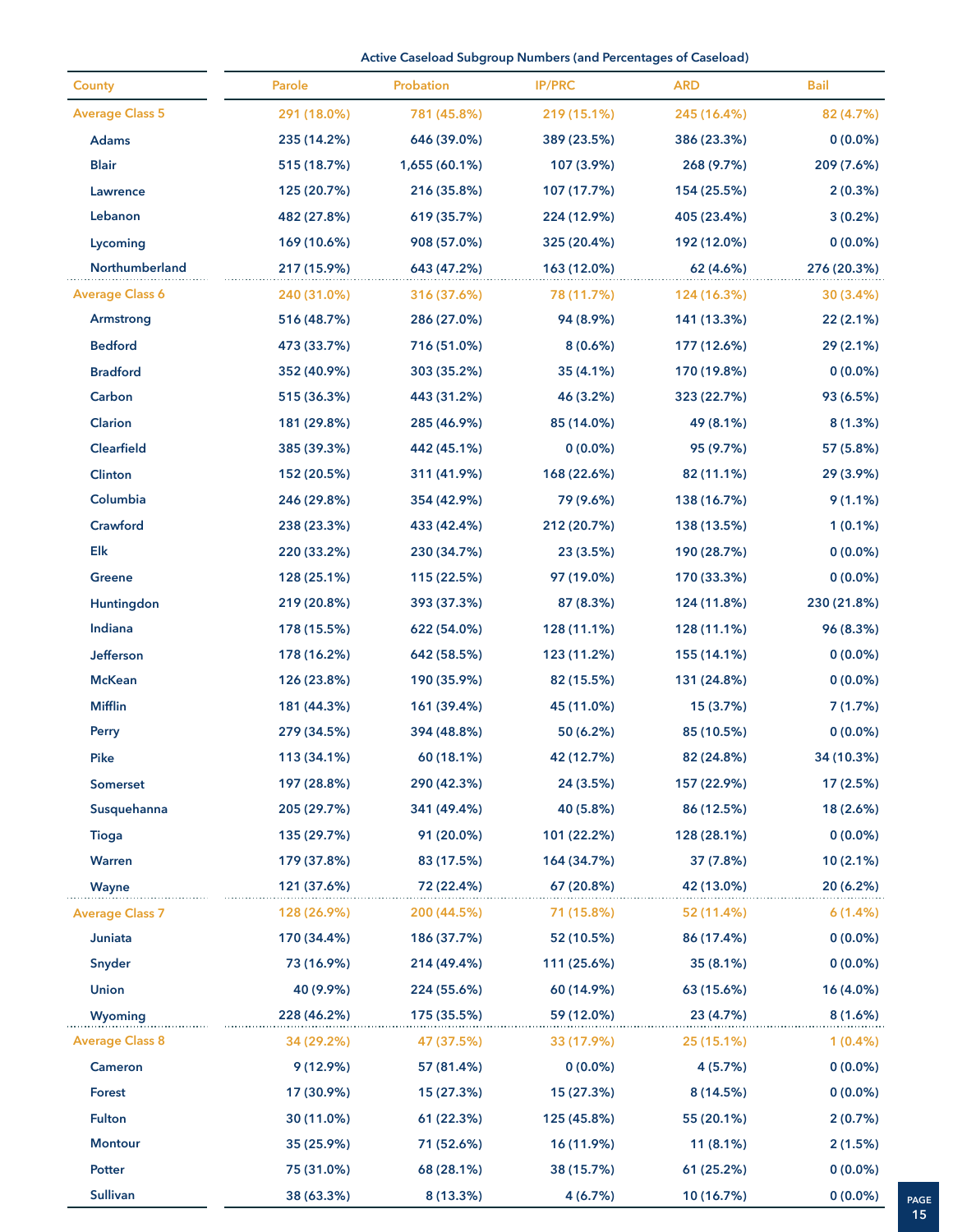| County | Parole | Probation | IP/PRC | ARD | Bail |
|---|---|---|---|---|---|
| | Active Caseload Subgroup Numbers (and Percentages of Caseload) | | | | |
| **Average Class 5** | **291 (18.0%)** | **781 (45.8%)** | **219 (15.1%)** | **245 (16.4%)** | **82 (4.7%)** |
| Adams | 235 (14.2%) | 646 (39.0%) | 389 (23.5%) | 386 (23.3%) | 0 (0.0%) |
| Blair | 515 (18.7%) | 1,655 (60.1%) | 107 (3.9%) | 268 (9.7%) | 209 (7.6%) |
| Lawrence | 125 (20.7%) | 216 (35.8%) | 107 (17.7%) | 154 (25.5%) | 2 (0.3%) |
| Lebanon | 482 (27.8%) | 619 (35.7%) | 224 (12.9%) | 405 (23.4%) | 3 (0.2%) |
| Lycoming | 169 (10.6%) | 908 (57.0%) | 325 (20.4%) | 192 (12.0%) | 0 (0.0%) |
| Northumberland | 217 (15.9%) | 643 (47.2%) | 163 (12.0%) | 62 (4.6%) | 276 (20.3%) |
| **Average Class 6** | **240 (31.0%)** | **316 (37.6%)** | **78 (11.7%)** | **124 (16.3%)** | **30 (3.4%)** |
| Armstrong | 516 (48.7%) | 286 (27.0%) | 94 (8.9%) | 141 (13.3%) | 22 (2.1%) |
| Bedford | 473 (33.7%) | 716 (51.0%) | 8 (0.6%) | 177 (12.6%) | 29 (2.1%) |
| Bradford | 352 (40.9%) | 303 (35.2%) | 35 (4.1%) | 170 (19.8%) | 0 (0.0%) |
| Carbon | 515 (36.3%) | 443 (31.2%) | 46 (3.2%) | 323 (22.7%) | 93 (6.5%) |
| Clarion | 181 (29.8%) | 285 (46.9%) | 85 (14.0%) | 49 (8.1%) | 8 (1.3%) |
| Clearfield | 385 (39.3%) | 442 (45.1%) | 0 (0.0%) | 95 (9.7%) | 57 (5.8%) |
| Clinton | 152 (20.5%) | 311 (41.9%) | 168 (22.6%) | 82 (11.1%) | 29 (3.9%) |
| Columbia | 246 (29.8%) | 354 (42.9%) | 79 (9.6%) | 138 (16.7%) | 9 (1.1%) |
| Crawford | 238 (23.3%) | 433 (42.4%) | 212 (20.7%) | 138 (13.5%) | 1 (0.1%) |
| Elk | 220 (33.2%) | 230 (34.7%) | 23 (3.5%) | 190 (28.7%) | 0 (0.0%) |
| Greene | 128 (25.1%) | 115 (22.5%) | 97 (19.0%) | 170 (33.3%) | 0 (0.0%) |
| Huntingdon | 219 (20.8%) | 393 (37.3%) | 87 (8.3%) | 124 (11.8%) | 230 (21.8%) |
| Indiana | 178 (15.5%) | 622 (54.0%) | 128 (11.1%) | 128 (11.1%) | 96 (8.3%) |
| Jefferson | 178 (16.2%) | 642 (58.5%) | 123 (11.2%) | 155 (14.1%) | 0 (0.0%) |
| McKean | 126 (23.8%) | 190 (35.9%) | 82 (15.5%) | 131 (24.8%) | 0 (0.0%) |
| Mifflin | 181 (44.3%) | 161 (39.4%) | 45 (11.0%) | 15 (3.7%) | 7 (1.7%) |
| Perry | 279 (34.5%) | 394 (48.8%) | 50 (6.2%) | 85 (10.5%) | 0 (0.0%) |
| Pike | 113 (34.1%) | 60 (18.1%) | 42 (12.7%) | 82 (24.8%) | 34 (10.3%) |
| Somerset | 197 (28.8%) | 290 (42.3%) | 24 (3.5%) | 157 (22.9%) | 17 (2.5%) |
| Susquehanna | 205 (29.7%) | 341 (49.4%) | 40 (5.8%) | 86 (12.5%) | 18 (2.6%) |
| Tioga | 135 (29.7%) | 91 (20.0%) | 101 (22.2%) | 128 (28.1%) | 0 (0.0%) |
| Warren | 179 (37.8%) | 83 (17.5%) | 164 (34.7%) | 37 (7.8%) | 10 (2.1%) |
| Wayne | 121 (37.6%) | 72 (22.4%) | 67 (20.8%) | 42 (13.0%) | 20 (6.2%) |
| **Average Class 7** | **128 (26.9%)** | **200 (44.5%)** | **71 (15.8%)** | **52 (11.4%)** | **6 (1.4%)** |
| Juniata | 170 (34.4%) | 186 (37.7%) | 52 (10.5%) | 86 (17.4%) | 0 (0.0%) |
| Snyder | 73 (16.9%) | 214 (49.4%) | 111 (25.6%) | 35 (8.1%) | 0 (0.0%) |
| Union | 40 (9.9%) | 224 (55.6%) | 60 (14.9%) | 63 (15.6%) | 16 (4.0%) |
| Wyoming | 228 (46.2%) | 175 (35.5%) | 59 (12.0%) | 23 (4.7%) | 8 (1.6%) |
| **Average Class 8** | **34 (29.2%)** | **47 (37.5%)** | **33 (17.9%)** | **25 (15.1%)** | **1 (0.4%)** |
| Cameron | 9 (12.9%) | 57 (81.4%) | 0 (0.0%) | 4 (5.7%) | 0 (0.0%) |
| Forest | 17 (30.9%) | 15 (27.3%) | 15 (27.3%) | 8 (14.5%) | 0 (0.0%) |
| Fulton | 30 (11.0%) | 61 (22.3%) | 125 (45.8%) | 55 (20.1%) | 2 (0.7%) |
| Montour | 35 (25.9%) | 71 (52.6%) | 16 (11.9%) | 11 (8.1%) | 2 (1.5%) |
| Potter | 75 (31.0%) | 68 (28.1%) | 38 (15.7%) | 61 (25.2%) | 0 (0.0%) |
| Sullivan | 38 (63.3%) | 8 (13.3%) | 4 (6.7%) | 10 (16.7%) | 0 (0.0%) |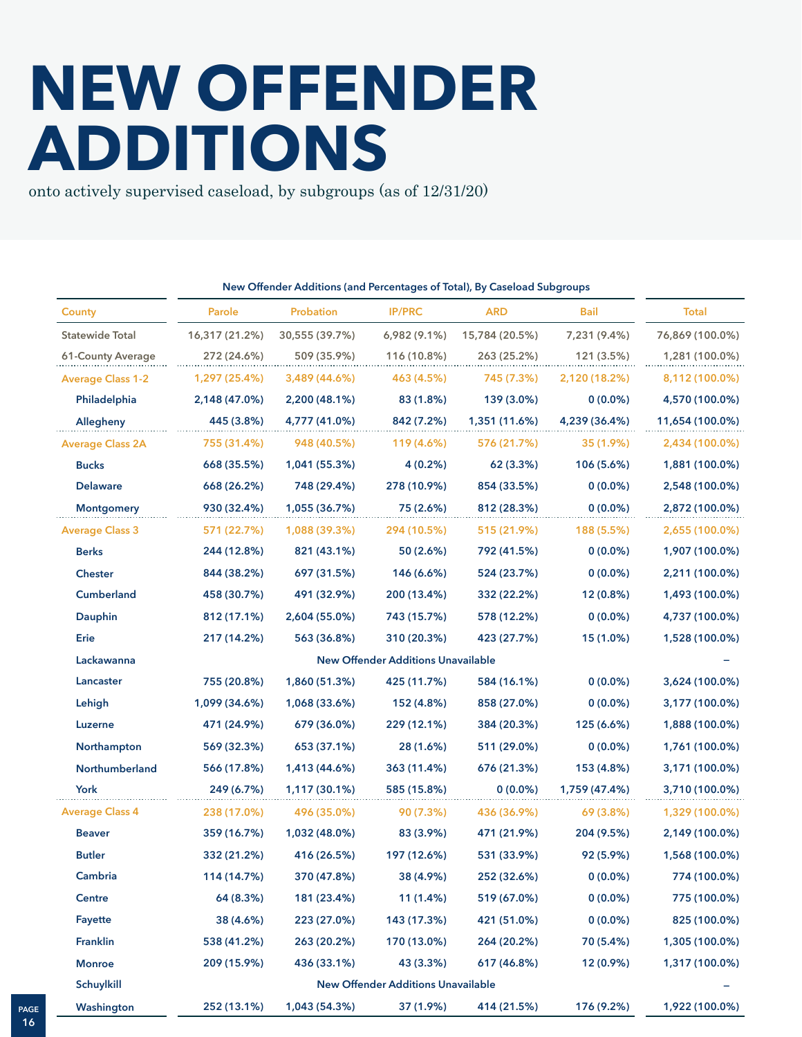# NEW OFFENDER ADDITIONS

onto actively supervised caseload, by subgroups (as of 12/31/20)

| County | New Offender Additions (and Percentages of Total), By Caseload Subgroups | | | | | |
|---|---|---|---|---|---|---|
| County | Parole | Probation | IP/PRC | ARD | Bail | Total |
| Statewide Total | 16,317 (21.2%) | 30,555 (39.7%) | 6,982 (9.1%) | 15,784 (20.5%) | 7,231 (9.4%) | 76,869 (100.0%) |
| 61-County Average | 272 (24.6%) | 509 (35.9%) | 116 (10.8%) | 263 (25.2%) | 121 (3.5%) | 1,281 (100.0%) |
| Average Class 1-2 | 1,297 (25.4%) | 3,489 (44.6%) | 463 (4.5%) | 745 (7.3%) | 2,120 (18.2%) | 8,112 (100.0%) |
| Philadelphia | 2,148 (47.0%) | 2,200 (48.1%) | 83 (1.8%) | 139 (3.0%) | 0 (0.0%) | 4,570 (100.0%) |
| Allegheny | 445 (3.8%) | 4,777 (41.0%) | 842 (7.2%) | 1,351 (11.6%) | 4,239 (36.4%) | 11,654 (100.0%) |
| Average Class 2A | 755 (31.4%) | 948 (40.5%) | 119 (4.6%) | 576 (21.7%) | 35 (1.9%) | 2,434 (100.0%) |
| Bucks | 668 (35.5%) | 1,041 (55.3%) | 4 (0.2%) | 62 (3.3%) | 106 (5.6%) | 1,881 (100.0%) |
| Delaware | 668 (26.2%) | 748 (29.4%) | 278 (10.9%) | 854 (33.5%) | 0 (0.0%) | 2,548 (100.0%) |
| Montgomery | 930 (32.4%) | 1,055 (36.7%) | 75 (2.6%) | 812 (28.3%) | 0 (0.0%) | 2,872 (100.0%) |
| Average Class 3 | 571 (22.7%) | 1,088 (39.3%) | 294 (10.5%) | 515 (21.9%) | 188 (5.5%) | 2,655 (100.0%) |
| Berks | 244 (12.8%) | 821 (43.1%) | 50 (2.6%) | 792 (41.5%) | 0 (0.0%) | 1,907 (100.0%) |
| Chester | 844 (38.2%) | 697 (31.5%) | 146 (6.6%) | 524 (23.7%) | 0 (0.0%) | 2,211 (100.0%) |
| Cumberland | 458 (30.7%) | 491 (32.9%) | 200 (13.4%) | 332 (22.2%) | 12 (0.8%) | 1,493 (100.0%) |
| Dauphin | 812 (17.1%) | 2,604 (55.0%) | 743 (15.7%) | 578 (12.2%) | 0 (0.0%) | 4,737 (100.0%) |
| Erie | 217 (14.2%) | 563 (36.8%) | 310 (20.3%) | 423 (27.7%) | 15 (1.0%) | 1,528 (100.0%) |
| Lackawanna | New Offender Additions Unavailable | | | | | – |
| Lancaster | 755 (20.8%) | 1,860 (51.3%) | 425 (11.7%) | 584 (16.1%) | 0 (0.0%) | 3,624 (100.0%) |
| Lehigh | 1,099 (34.6%) | 1,068 (33.6%) | 152 (4.8%) | 858 (27.0%) | 0 (0.0%) | 3,177 (100.0%) |
| Luzerne | 471 (24.9%) | 679 (36.0%) | 229 (12.1%) | 384 (20.3%) | 125 (6.6%) | 1,888 (100.0%) |
| Northampton | 569 (32.3%) | 653 (37.1%) | 28 (1.6%) | 511 (29.0%) | 0 (0.0%) | 1,761 (100.0%) |
| Northumberland | 566 (17.8%) | 1,413 (44.6%) | 363 (11.4%) | 676 (21.3%) | 153 (4.8%) | 3,171 (100.0%) |
| York | 249 (6.7%) | 1,117 (30.1%) | 585 (15.8%) | 0 (0.0%) | 1,759 (47.4%) | 3,710 (100.0%) |
| Average Class 4 | 238 (17.0%) | 496 (35.0%) | 90 (7.3%) | 436 (36.9%) | 69 (3.8%) | 1,329 (100.0%) |
| Beaver | 359 (16.7%) | 1,032 (48.0%) | 83 (3.9%) | 471 (21.9%) | 204 (9.5%) | 2,149 (100.0%) |
| Butler | 332 (21.2%) | 416 (26.5%) | 197 (12.6%) | 531 (33.9%) | 92 (5.9%) | 1,568 (100.0%) |
| Cambria | 114 (14.7%) | 370 (47.8%) | 38 (4.9%) | 252 (32.6%) | 0 (0.0%) | 774 (100.0%) |
| Centre | 64 (8.3%) | 181 (23.4%) | 11 (1.4%) | 519 (67.0%) | 0 (0.0%) | 775 (100.0%) |
| Fayette | 38 (4.6%) | 223 (27.0%) | 143 (17.3%) | 421 (51.0%) | 0 (0.0%) | 825 (100.0%) |
| Franklin | 538 (41.2%) | 263 (20.2%) | 170 (13.0%) | 264 (20.2%) | 70 (5.4%) | 1,305 (100.0%) |
| Monroe | 209 (15.9%) | 436 (33.1%) | 43 (3.3%) | 617 (46.8%) | 12 (0.9%) | 1,317 (100.0%) |
| Schuylkill | New Offender Additions Unavailable | | | | | – |
| Washington | 252 (13.1%) | 1,043 (54.3%) | 37 (1.9%) | 414 (21.5%) | 176 (9.2%) | 1,922 (100.0%) |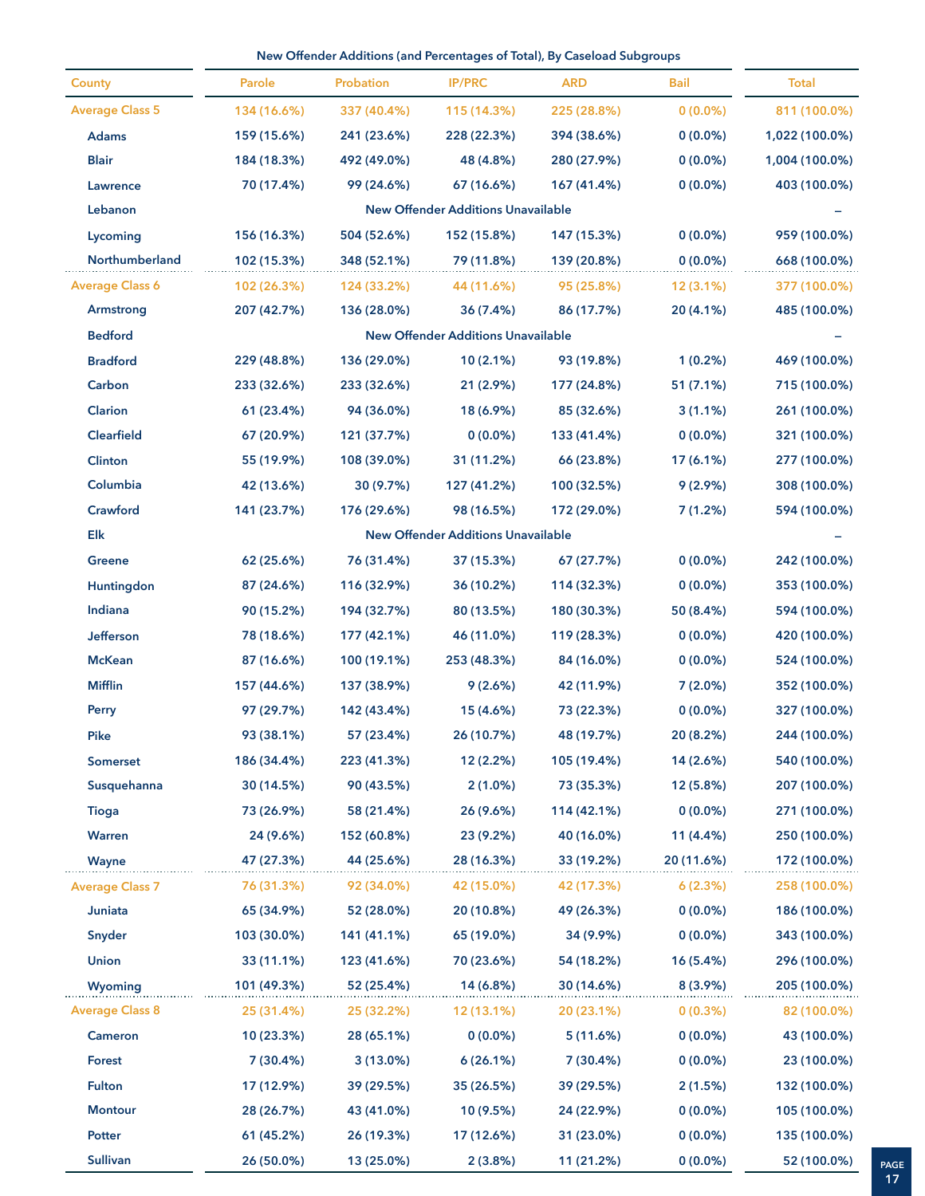| County | Parole | Probation | IP/PRC | ARD | Bail | Total |
|---|---|---|---|---|---|---|
| | New Offender Additions (and Percentages of Total), By Caseload Subgroups | | | | | |
| **Average Class 5** | 134 (16.6%) | 337 (40.4%) | 115 (14.3%) | 225 (28.8%) | 0 (0.0%) | 811 (100.0%) |
| Adams | 159 (15.6%) | 241 (23.6%) | 228 (22.3%) | 394 (38.6%) | 0 (0.0%) | 1,022 (100.0%) |
| Blair | 184 (18.3%) | 492 (49.0%) | 48 (4.8%) | 280 (27.9%) | 0 (0.0%) | 1,004 (100.0%) |
| Lawrence | 70 (17.4%) | 99 (24.6%) | 67 (16.6%) | 167 (41.4%) | 0 (0.0%) | 403 (100.0%) |
| Lebanon | New Offender Additions Unavailable | | | | | – |
| Lycoming | 156 (16.3%) | 504 (52.6%) | 152 (15.8%) | 147 (15.3%) | 0 (0.0%) | 959 (100.0%) |
| Northumberland | 102 (15.3%) | 348 (52.1%) | 79 (11.8%) | 139 (20.8%) | 0 (0.0%) | 668 (100.0%) |
| **Average Class 6** | 102 (26.3%) | 124 (33.2%) | 44 (11.6%) | 95 (25.8%) | 12 (3.1%) | 377 (100.0%) |
| Armstrong | 207 (42.7%) | 136 (28.0%) | 36 (7.4%) | 86 (17.7%) | 20 (4.1%) | 485 (100.0%) |
| Bedford | New Offender Additions Unavailable | | | | | – |
| Bradford | 229 (48.8%) | 136 (29.0%) | 10 (2.1%) | 93 (19.8%) | 1 (0.2%) | 469 (100.0%) |
| Carbon | 233 (32.6%) | 233 (32.6%) | 21 (2.9%) | 177 (24.8%) | 51 (7.1%) | 715 (100.0%) |
| Clarion | 61 (23.4%) | 94 (36.0%) | 18 (6.9%) | 85 (32.6%) | 3 (1.1%) | 261 (100.0%) |
| Clearfield | 67 (20.9%) | 121 (37.7%) | 0 (0.0%) | 133 (41.4%) | 0 (0.0%) | 321 (100.0%) |
| Clinton | 55 (19.9%) | 108 (39.0%) | 31 (11.2%) | 66 (23.8%) | 17 (6.1%) | 277 (100.0%) |
| Columbia | 42 (13.6%) | 30 (9.7%) | 127 (41.2%) | 100 (32.5%) | 9 (2.9%) | 308 (100.0%) |
| Crawford | 141 (23.7%) | 176 (29.6%) | 98 (16.5%) | 172 (29.0%) | 7 (1.2%) | 594 (100.0%) |
| Elk | New Offender Additions Unavailable | | | | | – |
| Greene | 62 (25.6%) | 76 (31.4%) | 37 (15.3%) | 67 (27.7%) | 0 (0.0%) | 242 (100.0%) |
| Huntingdon | 87 (24.6%) | 116 (32.9%) | 36 (10.2%) | 114 (32.3%) | 0 (0.0%) | 353 (100.0%) |
| Indiana | 90 (15.2%) | 194 (32.7%) | 80 (13.5%) | 180 (30.3%) | 50 (8.4%) | 594 (100.0%) |
| Jefferson | 78 (18.6%) | 177 (42.1%) | 46 (11.0%) | 119 (28.3%) | 0 (0.0%) | 420 (100.0%) |
| McKean | 87 (16.6%) | 100 (19.1%) | 253 (48.3%) | 84 (16.0%) | 0 (0.0%) | 524 (100.0%) |
| Mifflin | 157 (44.6%) | 137 (38.9%) | 9 (2.6%) | 42 (11.9%) | 7 (2.0%) | 352 (100.0%) |
| Perry | 97 (29.7%) | 142 (43.4%) | 15 (4.6%) | 73 (22.3%) | 0 (0.0%) | 327 (100.0%) |
| Pike | 93 (38.1%) | 57 (23.4%) | 26 (10.7%) | 48 (19.7%) | 20 (8.2%) | 244 (100.0%) |
| Somerset | 186 (34.4%) | 223 (41.3%) | 12 (2.2%) | 105 (19.4%) | 14 (2.6%) | 540 (100.0%) |
| Susquehanna | 30 (14.5%) | 90 (43.5%) | 2 (1.0%) | 73 (35.3%) | 12 (5.8%) | 207 (100.0%) |
| Tioga | 73 (26.9%) | 58 (21.4%) | 26 (9.6%) | 114 (42.1%) | 0 (0.0%) | 271 (100.0%) |
| Warren | 24 (9.6%) | 152 (60.8%) | 23 (9.2%) | 40 (16.0%) | 11 (4.4%) | 250 (100.0%) |
| Wayne | 47 (27.3%) | 44 (25.6%) | 28 (16.3%) | 33 (19.2%) | 20 (11.6%) | 172 (100.0%) |
| **Average Class 7** | 76 (31.3%) | 92 (34.0%) | 42 (15.0%) | 42 (17.3%) | 6 (2.3%) | 258 (100.0%) |
| Juniata | 65 (34.9%) | 52 (28.0%) | 20 (10.8%) | 49 (26.3%) | 0 (0.0%) | 186 (100.0%) |
| Snyder | 103 (30.0%) | 141 (41.1%) | 65 (19.0%) | 34 (9.9%) | 0 (0.0%) | 343 (100.0%) |
| Union | 33 (11.1%) | 123 (41.6%) | 70 (23.6%) | 54 (18.2%) | 16 (5.4%) | 296 (100.0%) |
| Wyoming | 101 (49.3%) | 52 (25.4%) | 14 (6.8%) | 30 (14.6%) | 8 (3.9%) | 205 (100.0%) |
| **Average Class 8** | 25 (31.4%) | 25 (32.2%) | 12 (13.1%) | 20 (23.1%) | 0 (0.3%) | 82 (100.0%) |
| Cameron | 10 (23.3%) | 28 (65.1%) | 0 (0.0%) | 5 (11.6%) | 0 (0.0%) | 43 (100.0%) |
| Forest | 7 (30.4%) | 3 (13.0%) | 6 (26.1%) | 7 (30.4%) | 0 (0.0%) | 23 (100.0%) |
| Fulton | 17 (12.9%) | 39 (29.5%) | 35 (26.5%) | 39 (29.5%) | 2 (1.5%) | 132 (100.0%) |
| Montour | 28 (26.7%) | 43 (41.0%) | 10 (9.5%) | 24 (22.9%) | 0 (0.0%) | 105 (100.0%) |
| Potter | 61 (45.2%) | 26 (19.3%) | 17 (12.6%) | 31 (23.0%) | 0 (0.0%) | 135 (100.0%) |
| Sullivan | 26 (50.0%) | 13 (25.0%) | 2 (3.8%) | 11 (21.2%) | 0 (0.0%) | 52 (100.0%) |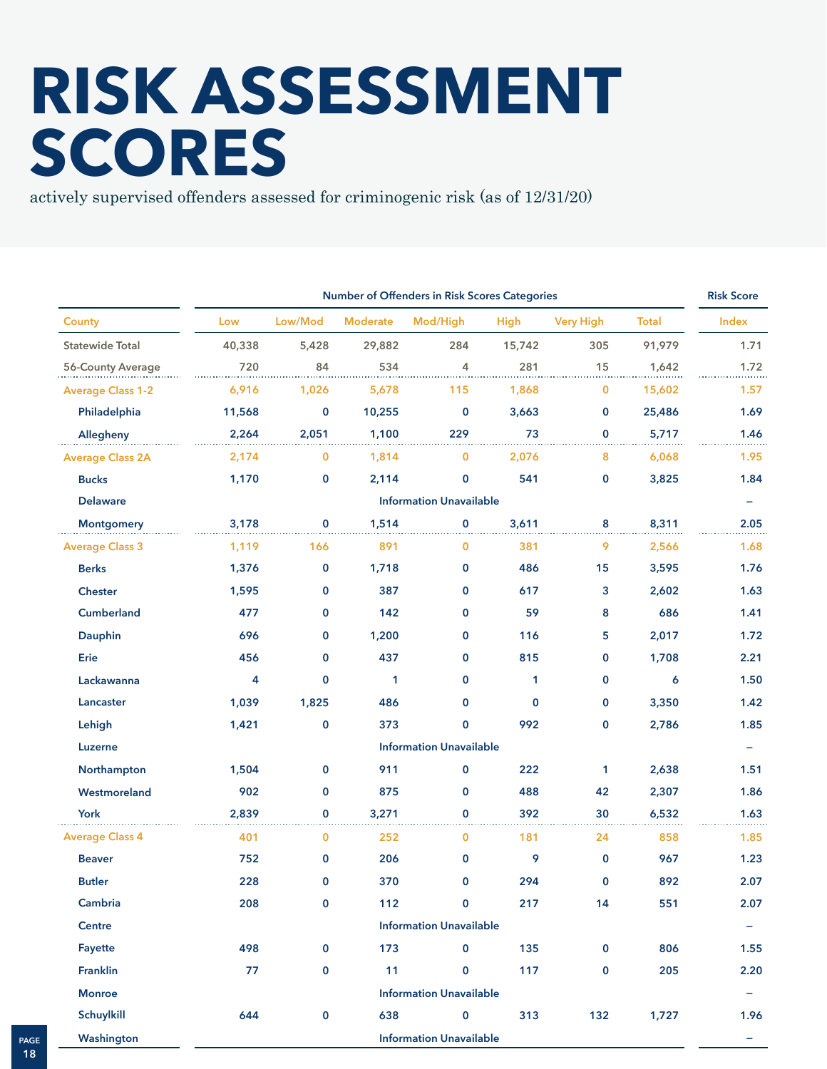# RISK ASSESSMENT SCORES

actively supervised offenders assessed for criminogenic risk (as of 12/31/20)

| | Number of Offenders in Risk Scores Categories | | | | | | | Risk Score |
|---|---|---|---|---|---|---|---|---|
| County | Low | Low/Mod | Moderate | Mod/High | High | Very High | Total | Index |
| Statewide Total | 40,338 | 5,428 | 29,882 | 284 | 15,742 | 305 | 91,979 | 1.71 |
| 56-County Average | 720 | 84 | 534 | 4 | 281 | 15 | 1,642 | 1.72 |
| Average Class 1-2 | 6,916 | 1,026 | 5,678 | 115 | 1,868 | 0 | 15,602 | 1.57 |
| Philadelphia | 11,568 | 0 | 10,255 | 0 | 3,663 | 0 | 25,486 | 1.69 |
| Allegheny | 2,264 | 2,051 | 1,100 | 229 | 73 | 0 | 5,717 | 1.46 |
| Average Class 2A | 2,174 | 0 | 1,814 | 0 | 2,076 | 8 | 6,068 | 1.95 |
| Bucks | 1,170 | 0 | 2,114 | 0 | 541 | 0 | 3,825 | 1.84 |
| Delaware | Information Unavailable | | | | | | | – |
| Montgomery | 3,178 | 0 | 1,514 | 0 | 3,611 | 8 | 8,311 | 2.05 |
| Average Class 3 | 1,119 | 166 | 891 | 0 | 381 | 9 | 2,566 | 1.68 |
| Berks | 1,376 | 0 | 1,718 | 0 | 486 | 15 | 3,595 | 1.76 |
| Chester | 1,595 | 0 | 387 | 0 | 617 | 3 | 2,602 | 1.63 |
| Cumberland | 477 | 0 | 142 | 0 | 59 | 8 | 686 | 1.41 |
| Dauphin | 696 | 0 | 1,200 | 0 | 116 | 5 | 2,017 | 1.72 |
| Erie | 456 | 0 | 437 | 0 | 815 | 0 | 1,708 | 2.21 |
| Lackawanna | 4 | 0 | 1 | 0 | 1 | 0 | 6 | 1.50 |
| Lancaster | 1,039 | 1,825 | 486 | 0 | 0 | 0 | 3,350 | 1.42 |
| Lehigh | 1,421 | 0 | 373 | 0 | 992 | 0 | 2,786 | 1.85 |
| Luzerne | Information Unavailable | | | | | | | – |
| Northampton | 1,504 | 0 | 911 | 0 | 222 | 1 | 2,638 | 1.51 |
| Westmoreland | 902 | 0 | 875 | 0 | 488 | 42 | 2,307 | 1.86 |
| York | 2,839 | 0 | 3,271 | 0 | 392 | 30 | 6,532 | 1.63 |
| Average Class 4 | 401 | 0 | 252 | 0 | 181 | 24 | 858 | 1.85 |
| Beaver | 752 | 0 | 206 | 0 | 9 | 0 | 967 | 1.23 |
| Butler | 228 | 0 | 370 | 0 | 294 | 0 | 892 | 2.07 |
| Cambria | 208 | 0 | 112 | 0 | 217 | 14 | 551 | 2.07 |
| Centre | Information Unavailable | | | | | | | – |
| Fayette | 498 | 0 | 173 | 0 | 135 | 0 | 806 | 1.55 |
| Franklin | 77 | 0 | 11 | 0 | 117 | 0 | 205 | 2.20 |
| Monroe | Information Unavailable | | | | | | | – |
| Schuylkill | 644 | 0 | 638 | 0 | 313 | 132 | 1,727 | 1.96 |
| Washington | Information Unavailable | | | | | | | – |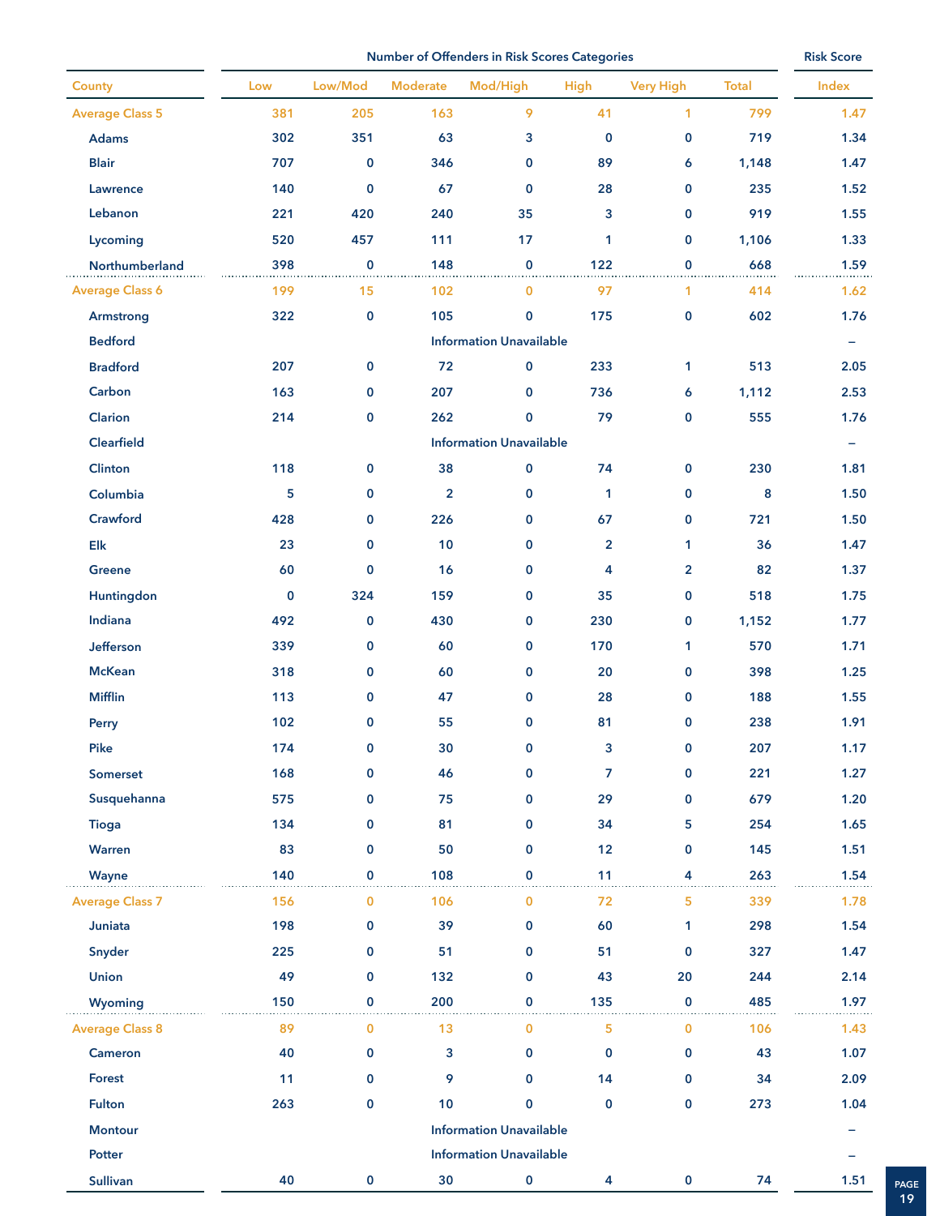| County | Number of Offenders in Risk Scores Categories | | | | | | | Risk Score |
|---|---|---|---|---|---|---|---|---|
| | Low | Low/Mod | Moderate | Mod/High | High | Very High | Total | Index |
| Average Class 5 | 381 | 205 | 163 | 9 | 41 | 1 | 799 | 1.47 |
| Adams | 302 | 351 | 63 | 3 | 0 | 0 | 719 | 1.34 |
| Blair | 707 | 0 | 346 | 0 | 89 | 6 | 1,148 | 1.47 |
| Lawrence | 140 | 0 | 67 | 0 | 28 | 0 | 235 | 1.52 |
| Lebanon | 221 | 420 | 240 | 35 | 3 | 0 | 919 | 1.55 |
| Lycoming | 520 | 457 | 111 | 17 | 1 | 0 | 1,106 | 1.33 |
| Northumberland | 398 | 0 | 148 | 0 | 122 | 0 | 668 | 1.59 |
| Average Class 6 | 199 | 15 | 102 | 0 | 97 | 1 | 414 | 1.62 |
| Armstrong | 322 | 0 | 105 | 0 | 175 | 0 | 602 | 1.76 |
| Bedford | Information Unavailable | | | | | | | – |
| Bradford | 207 | 0 | 72 | 0 | 233 | 1 | 513 | 2.05 |
| Carbon | 163 | 0 | 207 | 0 | 736 | 6 | 1,112 | 2.53 |
| Clarion | 214 | 0 | 262 | 0 | 79 | 0 | 555 | 1.76 |
| Clearfield | Information Unavailable | | | | | | | – |
| Clinton | 118 | 0 | 38 | 0 | 74 | 0 | 230 | 1.81 |
| Columbia | 5 | 0 | 2 | 0 | 1 | 0 | 8 | 1.50 |
| Crawford | 428 | 0 | 226 | 0 | 67 | 0 | 721 | 1.50 |
| Elk | 23 | 0 | 10 | 0 | 2 | 1 | 36 | 1.47 |
| Greene | 60 | 0 | 16 | 0 | 4 | 2 | 82 | 1.37 |
| Huntingdon | 0 | 324 | 159 | 0 | 35 | 0 | 518 | 1.75 |
| Indiana | 492 | 0 | 430 | 0 | 230 | 0 | 1,152 | 1.77 |
| Jefferson | 339 | 0 | 60 | 0 | 170 | 1 | 570 | 1.71 |
| McKean | 318 | 0 | 60 | 0 | 20 | 0 | 398 | 1.25 |
| Mifflin | 113 | 0 | 47 | 0 | 28 | 0 | 188 | 1.55 |
| Perry | 102 | 0 | 55 | 0 | 81 | 0 | 238 | 1.91 |
| Pike | 174 | 0 | 30 | 0 | 3 | 0 | 207 | 1.17 |
| Somerset | 168 | 0 | 46 | 0 | 7 | 0 | 221 | 1.27 |
| Susquehanna | 575 | 0 | 75 | 0 | 29 | 0 | 679 | 1.20 |
| Tioga | 134 | 0 | 81 | 0 | 34 | 5 | 254 | 1.65 |
| Warren | 83 | 0 | 50 | 0 | 12 | 0 | 145 | 1.51 |
| Wayne | 140 | 0 | 108 | 0 | 11 | 4 | 263 | 1.54 |
| Average Class 7 | 156 | 0 | 106 | 0 | 72 | 5 | 339 | 1.78 |
| Juniata | 198 | 0 | 39 | 0 | 60 | 1 | 298 | 1.54 |
| Snyder | 225 | 0 | 51 | 0 | 51 | 0 | 327 | 1.47 |
| Union | 49 | 0 | 132 | 0 | 43 | 20 | 244 | 2.14 |
| Wyoming | 150 | 0 | 200 | 0 | 135 | 0 | 485 | 1.97 |
| Average Class 8 | 89 | 0 | 13 | 0 | 5 | 0 | 106 | 1.43 |
| Cameron | 40 | 0 | 3 | 0 | 0 | 0 | 43 | 1.07 |
| Forest | 11 | 0 | 9 | 0 | 14 | 0 | 34 | 2.09 |
| Fulton | 263 | 0 | 10 | 0 | 0 | 0 | 273 | 1.04 |
| Montour | Information Unavailable | | | | | | | – |
| Potter | Information Unavailable | | | | | | | – |
| Sullivan | 40 | 0 | 30 | 0 | 4 | 0 | 74 | 1.51 |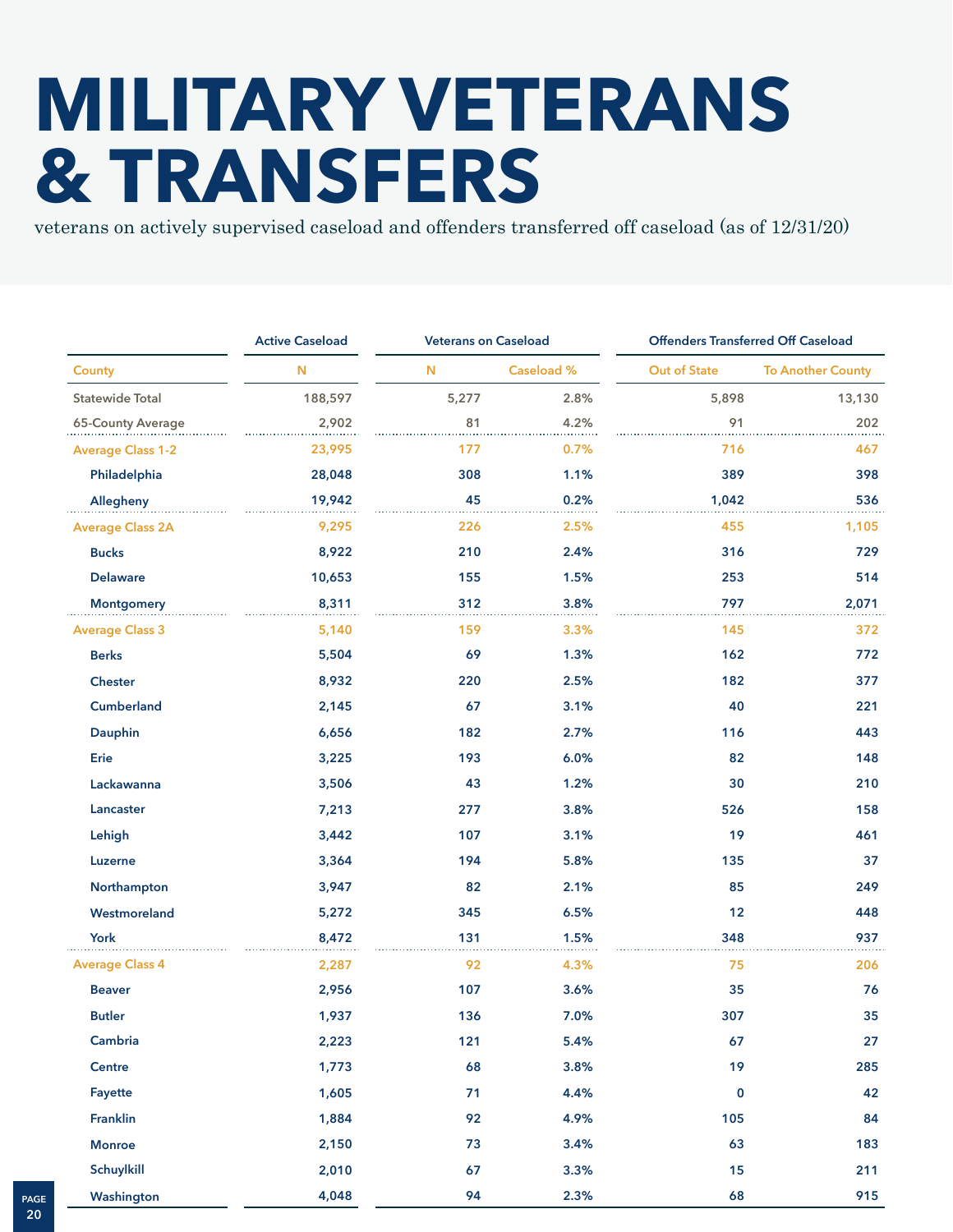# MILITARY VETERANS & TRANSFERS

veterans on actively supervised caseload and offenders transferred off caseload (as of 12/31/20)

| | Active Caseload | Veterans on Caseload | | Offenders Transferred Off Caseload | |
|---|---|---|---|---|---|
| County | N | N | Caseload % | Out of State | To Another County |
| Statewide Total | 188,597 | 5,277 | 2.8% | 5,898 | 13,130 |
| 65-County Average | 2,902 | 81 | 4.2% | 91 | 202 |
| Average Class 1-2 | 23,995 | 177 | 0.7% | 716 | 467 |
| Philadelphia | 28,048 | 308 | 1.1% | 389 | 398 |
| Allegheny | 19,942 | 45 | 0.2% | 1,042 | 536 |
| Average Class 2A | 9,295 | 226 | 2.5% | 455 | 1,105 |
| Bucks | 8,922 | 210 | 2.4% | 316 | 729 |
| Delaware | 10,653 | 155 | 1.5% | 253 | 514 |
| Montgomery | 8,311 | 312 | 3.8% | 797 | 2,071 |
| Average Class 3 | 5,140 | 159 | 3.3% | 145 | 372 |
| Berks | 5,504 | 69 | 1.3% | 162 | 772 |
| Chester | 8,932 | 220 | 2.5% | 182 | 377 |
| Cumberland | 2,145 | 67 | 3.1% | 40 | 221 |
| Dauphin | 6,656 | 182 | 2.7% | 116 | 443 |
| Erie | 3,225 | 193 | 6.0% | 82 | 148 |
| Lackawanna | 3,506 | 43 | 1.2% | 30 | 210 |
| Lancaster | 7,213 | 277 | 3.8% | 526 | 158 |
| Lehigh | 3,442 | 107 | 3.1% | 19 | 461 |
| Luzerne | 3,364 | 194 | 5.8% | 135 | 37 |
| Northampton | 3,947 | 82 | 2.1% | 85 | 249 |
| Westmoreland | 5,272 | 345 | 6.5% | 12 | 448 |
| York | 8,472 | 131 | 1.5% | 348 | 937 |
| Average Class 4 | 2,287 | 92 | 4.3% | 75 | 206 |
| Beaver | 2,956 | 107 | 3.6% | 35 | 76 |
| Butler | 1,937 | 136 | 7.0% | 307 | 35 |
| Cambria | 2,223 | 121 | 5.4% | 67 | 27 |
| Centre | 1,773 | 68 | 3.8% | 19 | 285 |
| Fayette | 1,605 | 71 | 4.4% | 0 | 42 |
| Franklin | 1,884 | 92 | 4.9% | 105 | 84 |
| Monroe | 2,150 | 73 | 3.4% | 63 | 183 |
| Schuylkill | 2,010 | 67 | 3.3% | 15 | 211 |
| Washington | 4,048 | 94 | 2.3% | 68 | 915 |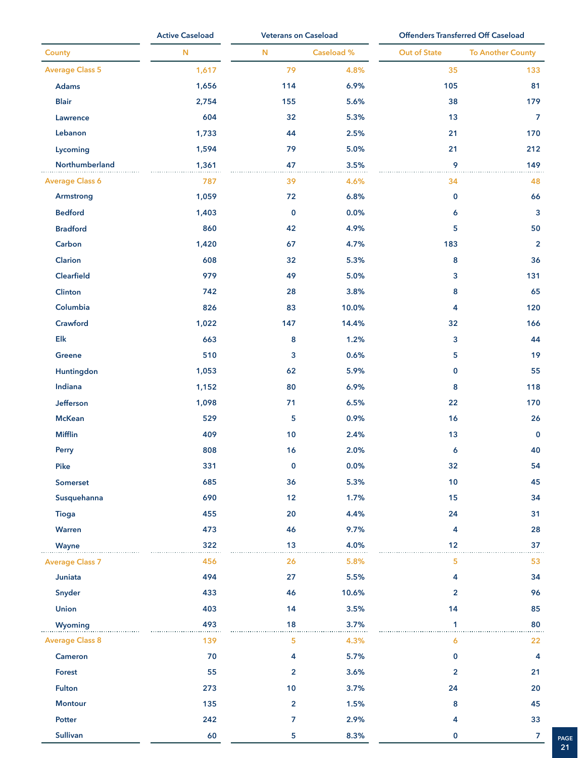| County | Active Caseload | Veterans on Caseload | | Offenders Transferred Off Caseload | |
|---|---|---|---|---|---|
| | N | N | Caseload % | Out of State | To Another County |
| Average Class 5 | 1,617 | 79 | 4.8% | 35 | 133 |
| Adams | 1,656 | 114 | 6.9% | 105 | 81 |
| Blair | 2,754 | 155 | 5.6% | 38 | 179 |
| Lawrence | 604 | 32 | 5.3% | 13 | 7 |
| Lebanon | 1,733 | 44 | 2.5% | 21 | 170 |
| Lycoming | 1,594 | 79 | 5.0% | 21 | 212 |
| Northumberland | 1,361 | 47 | 3.5% | 9 | 149 |
| Average Class 6 | 787 | 39 | 4.6% | 34 | 48 |
| Armstrong | 1,059 | 72 | 6.8% | 0 | 66 |
| Bedford | 1,403 | 0 | 0.0% | 6 | 3 |
| Bradford | 860 | 42 | 4.9% | 5 | 50 |
| Carbon | 1,420 | 67 | 4.7% | 183 | 2 |
| Clarion | 608 | 32 | 5.3% | 8 | 36 |
| Clearfield | 979 | 49 | 5.0% | 3 | 131 |
| Clinton | 742 | 28 | 3.8% | 8 | 65 |
| Columbia | 826 | 83 | 10.0% | 4 | 120 |
| Crawford | 1,022 | 147 | 14.4% | 32 | 166 |
| Elk | 663 | 8 | 1.2% | 3 | 44 |
| Greene | 510 | 3 | 0.6% | 5 | 19 |
| Huntingdon | 1,053 | 62 | 5.9% | 0 | 55 |
| Indiana | 1,152 | 80 | 6.9% | 8 | 118 |
| Jefferson | 1,098 | 71 | 6.5% | 22 | 170 |
| McKean | 529 | 5 | 0.9% | 16 | 26 |
| Mifflin | 409 | 10 | 2.4% | 13 | 0 |
| Perry | 808 | 16 | 2.0% | 6 | 40 |
| Pike | 331 | 0 | 0.0% | 32 | 54 |
| Somerset | 685 | 36 | 5.3% | 10 | 45 |
| Susquehanna | 690 | 12 | 1.7% | 15 | 34 |
| Tioga | 455 | 20 | 4.4% | 24 | 31 |
| Warren | 473 | 46 | 9.7% | 4 | 28 |
| Wayne | 322 | 13 | 4.0% | 12 | 37 |
| Average Class 7 | 456 | 26 | 5.8% | 5 | 53 |
| Juniata | 494 | 27 | 5.5% | 4 | 34 |
| Snyder | 433 | 46 | 10.6% | 2 | 96 |
| Union | 403 | 14 | 3.5% | 14 | 85 |
| Wyoming | 493 | 18 | 3.7% | 1 | 80 |
| Average Class 8 | 139 | 5 | 4.3% | 6 | 22 |
| Cameron | 70 | 4 | 5.7% | 0 | 4 |
| Forest | 55 | 2 | 3.6% | 2 | 21 |
| Fulton | 273 | 10 | 3.7% | 24 | 20 |
| Montour | 135 | 2 | 1.5% | 8 | 45 |
| Potter | 242 | 7 | 2.9% | 4 | 33 |
| Sullivan | 60 | 5 | 8.3% | 0 | 7 |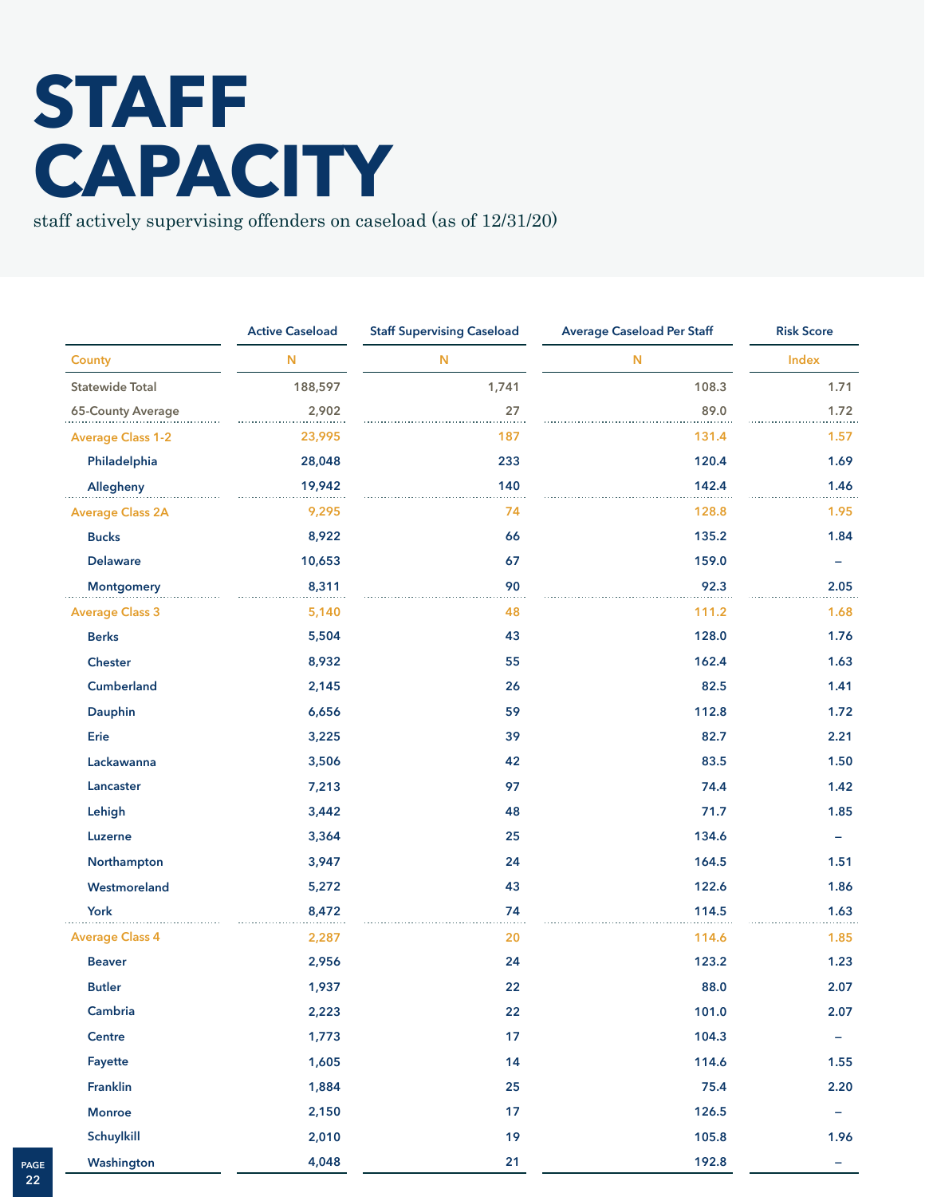# STAFF CAPACITY

staff actively supervising offenders on caseload (as of 12/31/20)

| | Active Caseload | Staff Supervising Caseload | Average Caseload Per Staff | Risk Score |
|---|---|---|---|---|
| County | N | N | N | Index |
| Statewide Total | 188,597 | 1,741 | 108.3 | 1.71 |
| 65-County Average | 2,902 | 27 | 89.0 | 1.72 |
| Average Class 1-2 | 23,995 | 187 | 131.4 | 1.57 |
| Philadelphia | 28,048 | 233 | 120.4 | 1.69 |
| Allegheny | 19,942 | 140 | 142.4 | 1.46 |
| Average Class 2A | 9,295 | 74 | 128.8 | 1.95 |
| Bucks | 8,922 | 66 | 135.2 | 1.84 |
| Delaware | 10,653 | 67 | 159.0 | – |
| Montgomery | 8,311 | 90 | 92.3 | 2.05 |
| Average Class 3 | 5,140 | 48 | 111.2 | 1.68 |
| Berks | 5,504 | 43 | 128.0 | 1.76 |
| Chester | 8,932 | 55 | 162.4 | 1.63 |
| Cumberland | 2,145 | 26 | 82.5 | 1.41 |
| Dauphin | 6,656 | 59 | 112.8 | 1.72 |
| Erie | 3,225 | 39 | 82.7 | 2.21 |
| Lackawanna | 3,506 | 42 | 83.5 | 1.50 |
| Lancaster | 7,213 | 97 | 74.4 | 1.42 |
| Lehigh | 3,442 | 48 | 71.7 | 1.85 |
| Luzerne | 3,364 | 25 | 134.6 | – |
| Northampton | 3,947 | 24 | 164.5 | 1.51 |
| Westmoreland | 5,272 | 43 | 122.6 | 1.86 |
| York | 8,472 | 74 | 114.5 | 1.63 |
| Average Class 4 | 2,287 | 20 | 114.6 | 1.85 |
| Beaver | 2,956 | 24 | 123.2 | 1.23 |
| Butler | 1,937 | 22 | 88.0 | 2.07 |
| Cambria | 2,223 | 22 | 101.0 | 2.07 |
| Centre | 1,773 | 17 | 104.3 | – |
| Fayette | 1,605 | 14 | 114.6 | 1.55 |
| Franklin | 1,884 | 25 | 75.4 | 2.20 |
| Monroe | 2,150 | 17 | 126.5 | – |
| Schuylkill | 2,010 | 19 | 105.8 | 1.96 |
| Washington | 4,048 | 21 | 192.8 | – |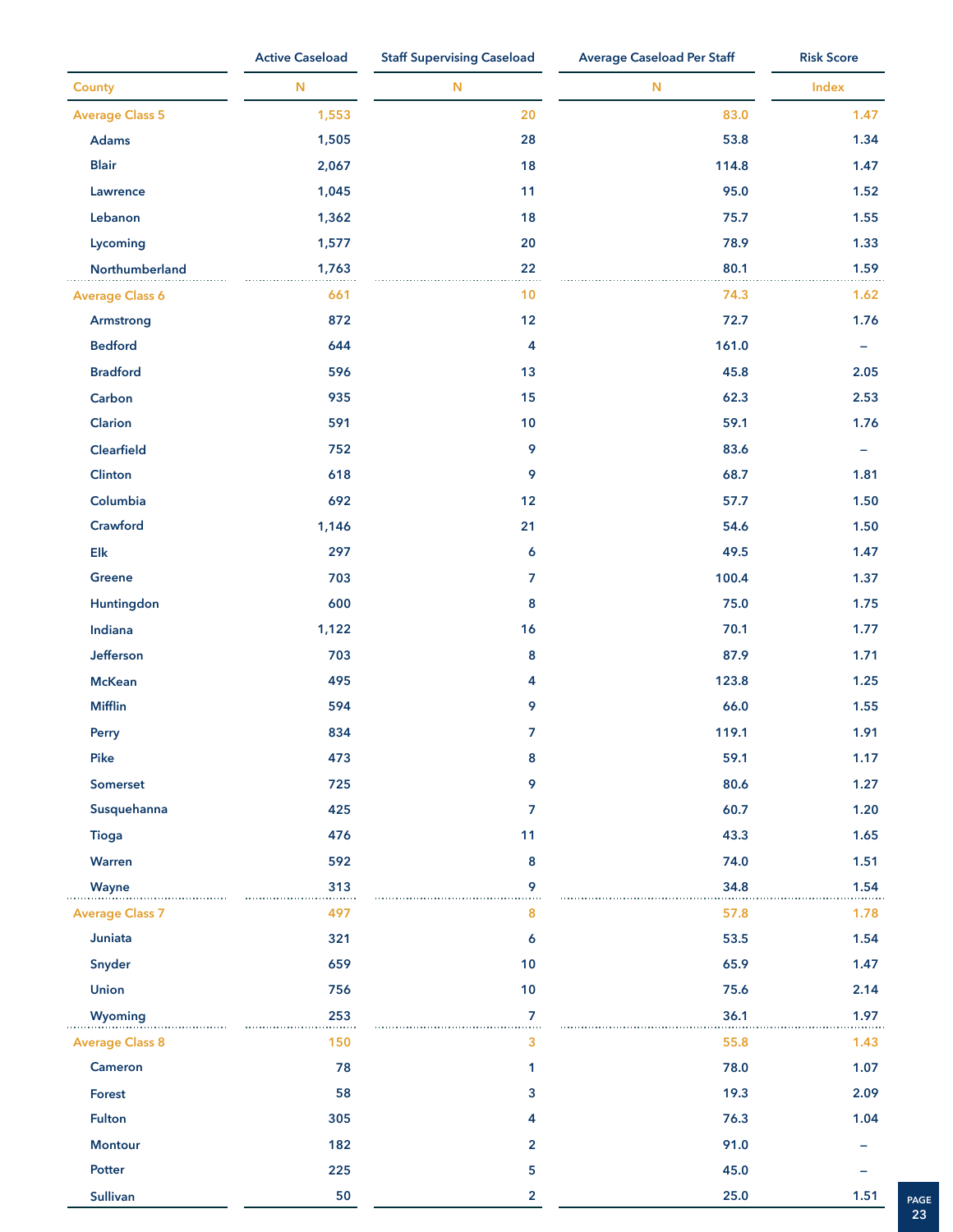| | Active Caseload | Staff Supervising Caseload | Average Caseload Per Staff | Risk Score |
|---|---|---|---|---|
| County | N | N | N | Index |
| Average Class 5 | 1,553 | 20 | 83.0 | 1.47 |
| Adams | 1,505 | 28 | 53.8 | 1.34 |
| Blair | 2,067 | 18 | 114.8 | 1.47 |
| Lawrence | 1,045 | 11 | 95.0 | 1.52 |
| Lebanon | 1,362 | 18 | 75.7 | 1.55 |
| Lycoming | 1,577 | 20 | 78.9 | 1.33 |
| Northumberland | 1,763 | 22 | 80.1 | 1.59 |
| Average Class 6 | 661 | 10 | 74.3 | 1.62 |
| Armstrong | 872 | 12 | 72.7 | 1.76 |
| Bedford | 644 | 4 | 161.0 | – |
| Bradford | 596 | 13 | 45.8 | 2.05 |
| Carbon | 935 | 15 | 62.3 | 2.53 |
| Clarion | 591 | 10 | 59.1 | 1.76 |
| Clearfield | 752 | 9 | 83.6 | – |
| Clinton | 618 | 9 | 68.7 | 1.81 |
| Columbia | 692 | 12 | 57.7 | 1.50 |
| Crawford | 1,146 | 21 | 54.6 | 1.50 |
| Elk | 297 | 6 | 49.5 | 1.47 |
| Greene | 703 | 7 | 100.4 | 1.37 |
| Huntingdon | 600 | 8 | 75.0 | 1.75 |
| Indiana | 1,122 | 16 | 70.1 | 1.77 |
| Jefferson | 703 | 8 | 87.9 | 1.71 |
| McKean | 495 | 4 | 123.8 | 1.25 |
| Mifflin | 594 | 9 | 66.0 | 1.55 |
| Perry | 834 | 7 | 119.1 | 1.91 |
| Pike | 473 | 8 | 59.1 | 1.17 |
| Somerset | 725 | 9 | 80.6 | 1.27 |
| Susquehanna | 425 | 7 | 60.7 | 1.20 |
| Tioga | 476 | 11 | 43.3 | 1.65 |
| Warren | 592 | 8 | 74.0 | 1.51 |
| Wayne | 313 | 9 | 34.8 | 1.54 |
| Average Class 7 | 497 | 8 | 57.8 | 1.78 |
| Juniata | 321 | 6 | 53.5 | 1.54 |
| Snyder | 659 | 10 | 65.9 | 1.47 |
| Union | 756 | 10 | 75.6 | 2.14 |
| Wyoming | 253 | 7 | 36.1 | 1.97 |
| Average Class 8 | 150 | 3 | 55.8 | 1.43 |
| Cameron | 78 | 1 | 78.0 | 1.07 |
| Forest | 58 | 3 | 19.3 | 2.09 |
| Fulton | 305 | 4 | 76.3 | 1.04 |
| Montour | 182 | 2 | 91.0 | – |
| Potter | 225 | 5 | 45.0 | – |
| Sullivan | 50 | 2 | 25.0 | 1.51 |